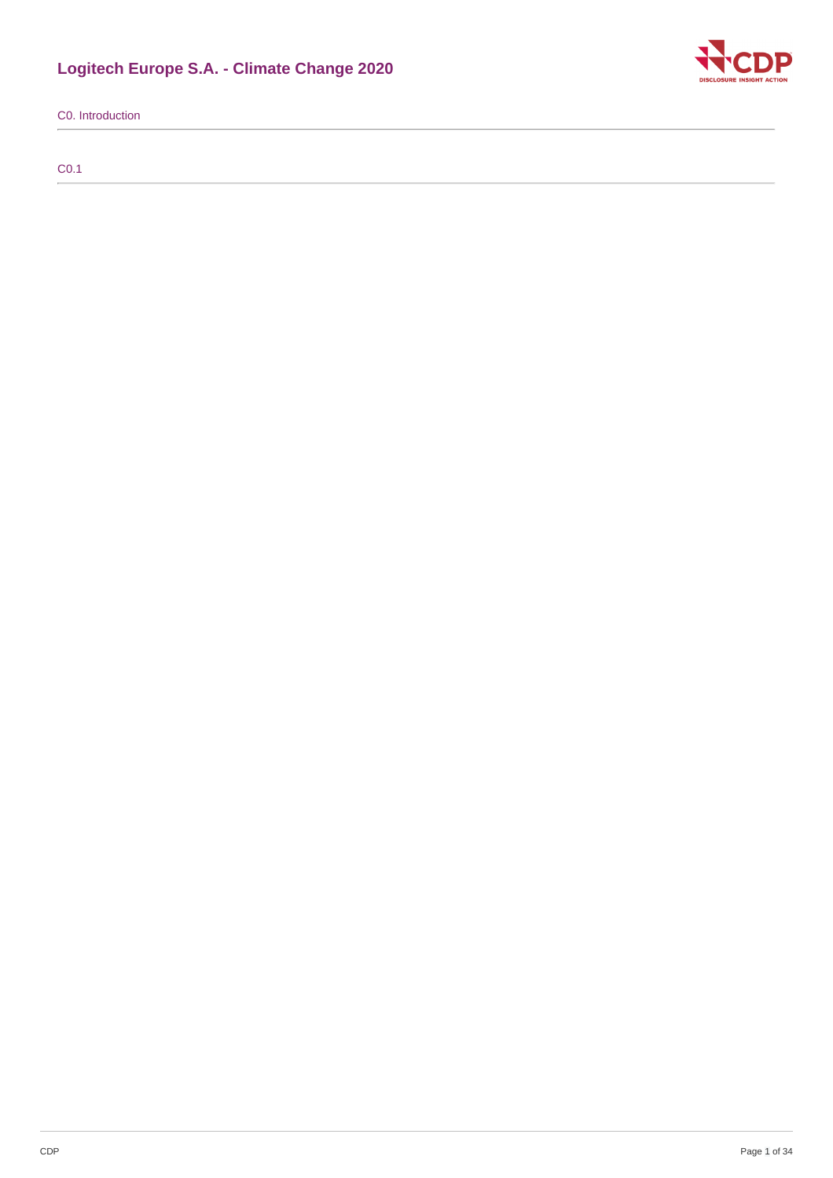# Logitech Europe S.A. - Climate Change 2020

## C0. Introduction

### C0.1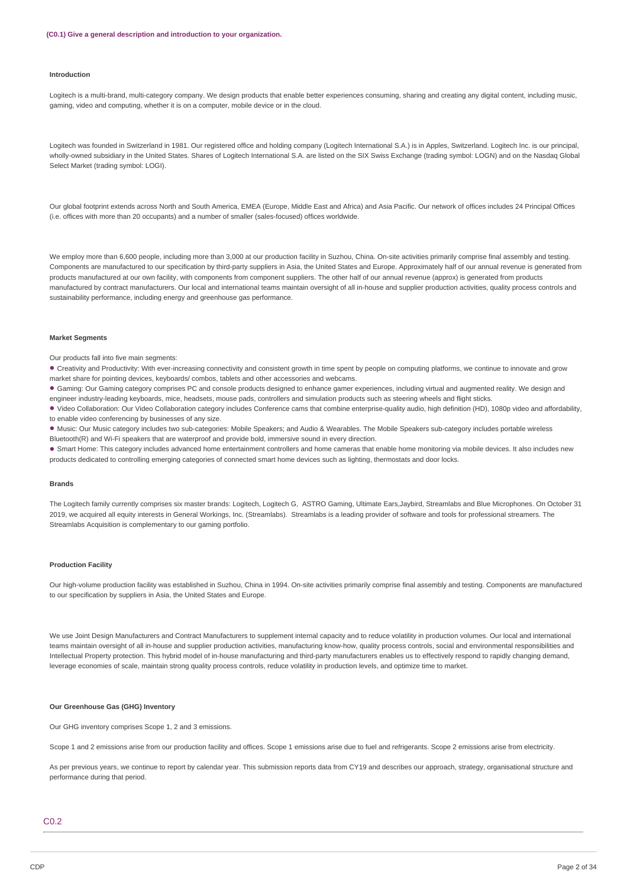**(C0.1) Give a general description and introduction to your organization.**

**Introduction**

Logitech is a multi-brand, multi-category company. We design products that enable better experiences consuming, sharing and creating any digital content, including music, gaming, video and computing, whether it is on a computer, mobile device or in the cloud.

Logitech was founded in Switzerland in 1981. Our registered office and holding company (Logitech International S.A.) is in Apples, Switzerland. Logitech Inc. is our principal, wholly-owned subsidiary in the United States. Shares of Logitech International S.A. are listed on the SIX Swiss Exchange (trading symbol: LOGN) and on the Nasdaq Global Select Market (trading symbol: LOGI).

Our global footprint extends across North and South America, EMEA (Europe, Middle East and Africa) and Asia Pacific. Our network of offices includes 24 Principal Offices (i.e. offices with more than 20 occupants) and a number of smaller (sales-focused) offices worldwide.

We employ more than 6,600 people, including more than 3,000 at our production facility in Suzhou, China. On-site activities primarily comprise final assembly and testing. Components are manufactured to our specification by third-party suppliers in Asia, the United States and Europe. Approximately half of our annual revenue is generated from products manufactured at our own facility, with components from component suppliers. The other half of our annual revenue (approx) is generated from products manufactured by contract manufacturers. Our local and international teams maintain oversight of all in-house and supplier production activities, quality process controls and sustainability performance, including energy and greenhouse gas performance.

**Market Segments**

Our products fall into five main segments:

- Creativity and Productivity: With ever-increasing connectivity and consistent growth in time spent by people on computing platforms, we continue to innovate and grow market share for pointing devices, keyboards/ combos, tablets and other accessories and webcams.
- Gaming: Our Gaming category comprises PC and console products designed to enhance gamer experiences, including virtual and augmented reality. We design and engineer industry-leading keyboards, mice, headsets, mouse pads, controllers and simulation products such as steering wheels and flight sticks.
- Video Collaboration: Our Video Collaboration category includes Conference cams that combine enterprise-quality audio, high definition (HD), 1080p video and affordability, to enable video conferencing by businesses of any size.
- Music: Our Music category includes two sub-categories: Mobile Speakers; and Audio & Wearables. The Mobile Speakers sub-category includes portable wireless Bluetooth(R) and Wi-Fi speakers that are waterproof and provide bold, immersive sound in every direction.
- Smart Home: This category includes advanced home entertainment controllers and home cameras that enable home monitoring via mobile devices. It also includes new products dedicated to controlling emerging categories of connected smart home devices such as lighting, thermostats and door locks.

**Brands**

The Logitech family currently comprises six master brands: Logitech, Logitech G, ASTRO Gaming, Ultimate Ears,Jaybird, Streamlabs and Blue Microphones. On October 31 2019, we acquired all equity interests in General Workings, Inc. (Streamlabs). Streamlabs is a leading provider of software and tools for professional streamers. The Streamlabs Acquisition is complementary to our gaming portfolio.

**Production Facility**

Our high-volume production facility was established in Suzhou, China in 1994. On-site activities primarily comprise final assembly and testing. Components are manufactured to our specification by suppliers in Asia, the United States and Europe.

We use Joint Design Manufacturers and Contract Manufacturers to supplement internal capacity and to reduce volatility in production volumes. Our local and international teams maintain oversight of all in-house and supplier production activities, manufacturing know-how, quality process controls, social and environmental responsibilities and Intellectual Property protection. This hybrid model of in-house manufacturing and third-party manufacturers enables us to effectively respond to rapidly changing demand, leverage economies of scale, maintain strong quality process controls, reduce volatility in production levels, and optimize time to market.

**Our Greenhouse Gas (GHG) Inventory**

Our GHG inventory comprises Scope 1, 2 and 3 emissions.

Scope 1 and 2 emissions arise from our production facility and offices. Scope 1 emissions arise due to fuel and refrigerants. Scope 2 emissions arise from electricity.

As per previous years, we continue to report by calendar year. This submission reports data from CY19 and describes our approach, strategy, organisational structure and performance during that period.

## C0.2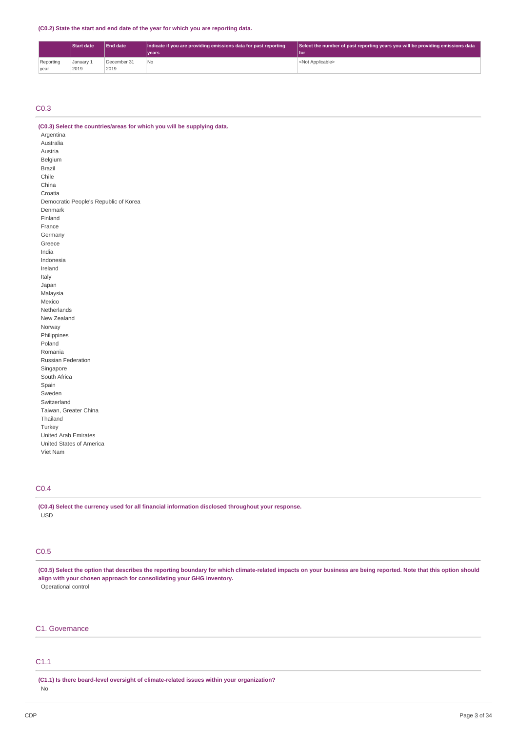**(C0.2) State the start and end date of the year for which you are reporting data.**

| | Start date | End date | Indicate if you are providing emissions data for past reporting years | Select the number of past reporting years you will be providing emissions data for |
|---|---|---|---|---|
| Reporting year | January 1 2019 | December 31 2019 | No | <Not Applicable> |

## C0.3

**(C0.3) Select the countries/areas for which you will be supplying data.**

Argentina
Australia
Austria
Belgium
Brazil
Chile
China
Croatia
Democratic People's Republic of Korea
Denmark
Finland
France
Germany
Greece
India
Indonesia
Ireland
Italy
Japan
Malaysia
Mexico
Netherlands
New Zealand
Norway
Philippines
Poland
Romania
Russian Federation
Singapore
South Africa
Spain
Sweden
Switzerland
Taiwan, Greater China
Thailand
Turkey
United Arab Emirates
United States of America
Viet Nam

## C0.4

**(C0.4) Select the currency used for all financial information disclosed throughout your response.**

USD

## C0.5

**(C0.5) Select the option that describes the reporting boundary for which climate-related impacts on your business are being reported. Note that this option should align with your chosen approach for consolidating your GHG inventory.**

Operational control

## C1. Governance

## C1.1

**(C1.1) Is there board-level oversight of climate-related issues within your organization?**

No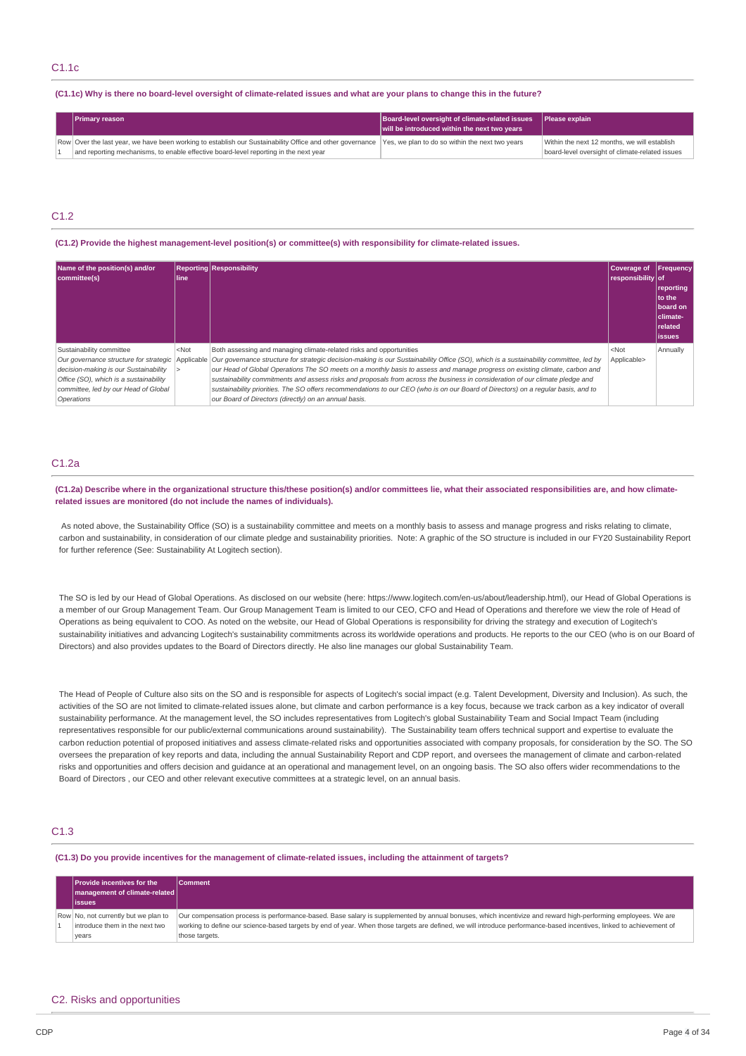## C1.1c

**(C1.1c) Why is there no board-level oversight of climate-related issues and what are your plans to change this in the future?**

| | Primary reason | Board-level oversight of climate-related issues will be introduced within the next two years | Please explain |
|---|---|---|---|
| Row 1 | Over the last year, we have been working to establish our Sustainability Office and other governance and reporting mechanisms, to enable effective board-level reporting in the next year | Yes, we plan to do so within the next two years | Within the next 12 months, we will establish board-level oversight of climate-related issues |

## C1.2

**(C1.2) Provide the highest management-level position(s) or committee(s) with responsibility for climate-related issues.**

| Name of the position(s) and/or committee(s) | Reporting line | Responsibility | Coverage of responsibility | Frequency of reporting to the board on climate-related issues |
|---|---|---|---|---|
| Sustainability committee *Our governance structure for strategic decision-making is our Sustainability Office (SO), which is a sustainability committee, led by our Head of Global Operations* | <Not Applicable> | Both assessing and managing climate-related risks and opportunities *Our governance structure for strategic decision-making is our Sustainability Office (SO), which is a sustainability committee, led by our Head of Global Operations The SO meets on a monthly basis to assess and manage progress on existing climate, carbon and sustainability commitments and assess risks and proposals from across the business in consideration of our climate pledge and sustainability priorities. The SO offers recommendations to our CEO (who is on our Board of Directors) on a regular basis, and to our Board of Directors (directly) on an annual basis.* | <Not Applicable> | Annually |

## C1.2a

**(C1.2a) Describe where in the organizational structure this/these position(s) and/or committees lie, what their associated responsibilities are, and how climate-related issues are monitored (do not include the names of individuals).**

As noted above, the Sustainability Office (SO) is a sustainability committee and meets on a monthly basis to assess and manage progress and risks relating to climate, carbon and sustainability, in consideration of our climate pledge and sustainability priorities. Note: A graphic of the SO structure is included in our FY20 Sustainability Report for further reference (See: Sustainability At Logitech section).

The SO is led by our Head of Global Operations. As disclosed on our website (here: https://www.logitech.com/en-us/about/leadership.html), our Head of Global Operations is a member of our Group Management Team. Our Group Management Team is limited to our CEO, CFO and Head of Operations and therefore we view the role of Head of Operations as being equivalent to COO. As noted on the website, our Head of Global Operations is responsibility for driving the strategy and execution of Logitech's sustainability initiatives and advancing Logitech's sustainability commitments across its worldwide operations and products. He reports to the our CEO (who is on our Board of Directors) and also provides updates to the Board of Directors directly. He also line manages our global Sustainability Team.

The Head of People of Culture also sits on the SO and is responsible for aspects of Logitech's social impact (e.g. Talent Development, Diversity and Inclusion). As such, the activities of the SO are not limited to climate-related issues alone, but climate and carbon performance is a key focus, because we track carbon as a key indicator of overall sustainability performance. At the management level, the SO includes representatives from Logitech's global Sustainability Team and Social Impact Team (including representatives responsible for our public/external communications around sustainability). The Sustainability team offers technical support and expertise to evaluate the carbon reduction potential of proposed initiatives and assess climate-related risks and opportunities associated with company proposals, for consideration by the SO. The SO oversees the preparation of key reports and data, including the annual Sustainability Report and CDP report, and oversees the management of climate and carbon-related risks and opportunities and offers decision and guidance at an operational and management level, on an ongoing basis. The SO also offers wider recommendations to the Board of Directors , our CEO and other relevant executive committees at a strategic level, on an annual basis.

## C1.3

**(C1.3) Do you provide incentives for the management of climate-related issues, including the attainment of targets?**

| | Provide incentives for the management of climate-related issues | Comment |
|---|---|---|
| Row 1 | No, not currently but we plan to introduce them in the next two years | Our compensation process is performance-based. Base salary is supplemented by annual bonuses, which incentivize and reward high-performing employees. We are working to define our science-based targets by end of year. When those targets are defined, we will introduce performance-based incentives, linked to achievement of those targets. |

# C2. Risks and opportunities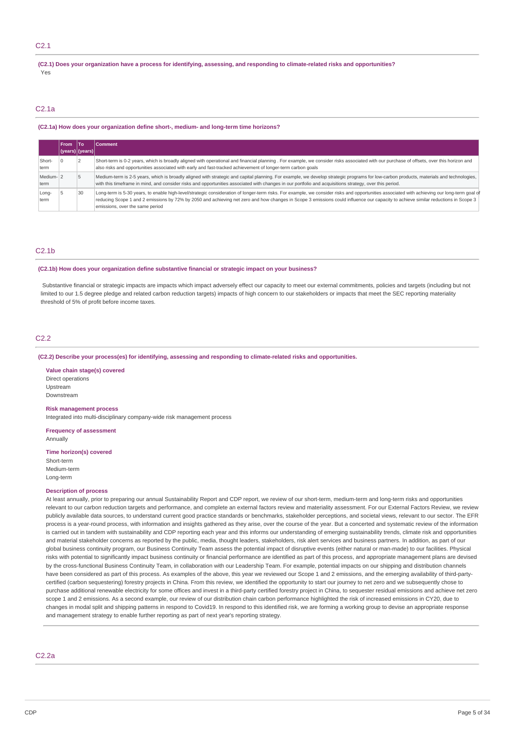## C2.1

**(C2.1) Does your organization have a process for identifying, assessing, and responding to climate-related risks and opportunities?**

Yes

## C2.1a

**(C2.1a) How does your organization define short-, medium- and long-term time horizons?**

| | From (years) | To (years) | Comment |
|---|---|---|---|
| Short-term | 0 | 2 | Short-term is 0-2 years, which is broadly aligned with operational and financial planning . For example, we consider risks associated with our purchase of offsets, over this horizon and also risks and opportunities associated with early and fast-tracked achievement of longer-term carbon goals |
| Medium-term | 2 | 5 | Medium-term is 2-5 years, which is broadly aligned with strategic and capital planning. For example, we develop strategic programs for low-carbon products, materials and technologies, with this timeframe in mind, and consider risks and opportunities associated with changes in our portfolio and acquisitions strategy, over this period. |
| Long-term | 5 | 30 | Long-term is 5-30 years, to enable high-level/strategic consideration of longer-term risks. For example, we consider risks and opportunities associated with achieving our long-term goal of reducing Scope 1 and 2 emissions by 72% by 2050 and achieving net zero and how changes in Scope 3 emissions could influence our capacity to achieve similar reductions in Scope 3 emissions, over the same period |

## C2.1b

**(C2.1b) How does your organization define substantive financial or strategic impact on your business?**

Substantive financial or strategic impacts are impacts which impact adversely effect our capacity to meet our external commitments, policies and targets (including but not limited to our 1.5 degree pledge and related carbon reduction targets) impacts of high concern to our stakeholders or impacts that meet the SEC reporting materiality threshold of 5% of profit before income taxes.

## C2.2

**(C2.2) Describe your process(es) for identifying, assessing and responding to climate-related risks and opportunities.**

**Value chain stage(s) covered**

Direct operations
Upstream
Downstream

**Risk management process**

Integrated into multi-disciplinary company-wide risk management process

**Frequency of assessment**

Annually

**Time horizon(s) covered**

Short-term
Medium-term
Long-term

**Description of process**

At least annually, prior to preparing our annual Sustainability Report and CDP report, we review of our short-term, medium-term and long-term risks and opportunities relevant to our carbon reduction targets and performance, and complete an external factors review and materiality assessment. For our External Factors Review, we review publicly available data sources, to understand current good practice standards or benchmarks, stakeholder perceptions, and societal views, relevant to our sector. The EFR process is a year-round process, with information and insights gathered as they arise, over the course of the year. But a concerted and systematic review of the information is carried out in tandem with sustainability and CDP reporting each year and this informs our understanding of emerging sustainability trends, climate risk and opportunities and material stakeholder concerns as reported by the public, media, thought leaders, stakeholders, risk alert services and business partners. In addition, as part of our global business continuity program, our Business Continuity Team assess the potential impact of disruptive events (either natural or man-made) to our facilities. Physical risks with potential to significantly impact business continuity or financial performance are identified as part of this process, and appropriate management plans are devised by the cross-functional Business Continuity Team, in collaboration with our Leadership Team. For example, potential impacts on our shipping and distribution channels have been considered as part of this process. As examples of the above, this year we reviewed our Scope 1 and 2 emissions, and the emerging availability of third-party-certified (carbon sequestering) forestry projects in China. From this review, we identified the opportunity to start our journey to net zero and we subsequently chose to purchase additional renewable electricity for some offices and invest in a third-party certified forestry project in China, to sequester residual emissions and achieve net zero scope 1 and 2 emissions. As a second example, our review of our distribution chain carbon performance highlighted the risk of increased emissions in CY20, due to changes in modal split and shipping patterns in respond to Covid19. In respond to this identified risk, we are forming a working group to devise an appropriate response and management strategy to enable further reporting as part of next year's reporting strategy.

## C2.2a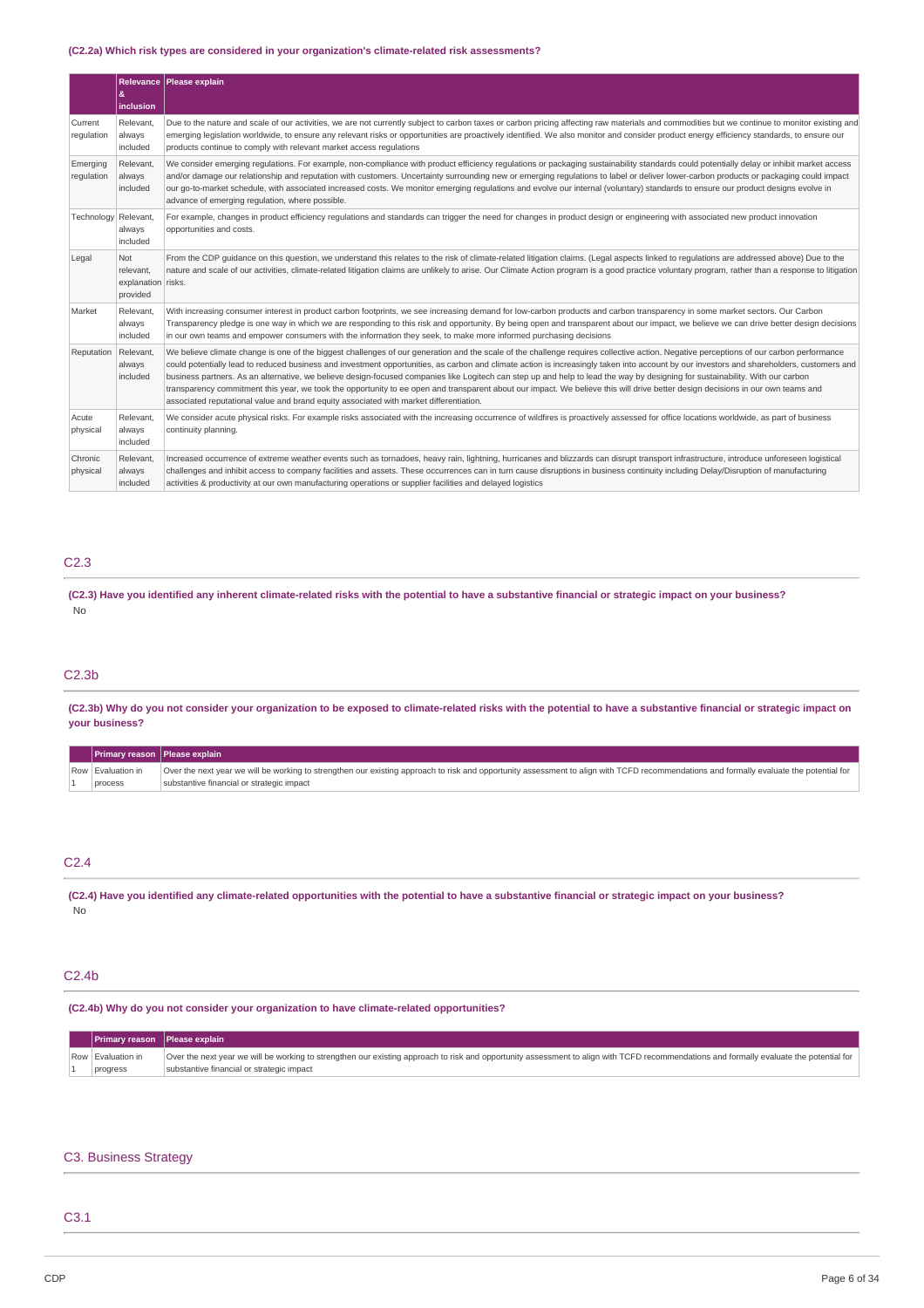**(C2.2a) Which risk types are considered in your organization's climate-related risk assessments?**

| | Relevance & inclusion | Please explain |
|---|---|---|
| Current regulation | Relevant, always included | Due to the nature and scale of our activities, we are not currently subject to carbon taxes or carbon pricing affecting raw materials and commodities but we continue to monitor existing and emerging legislation worldwide, to ensure any relevant risks or opportunities are proactively identified. We also monitor and consider product energy efficiency standards, to ensure our products continue to comply with relevant market access regulations |
| Emerging regulation | Relevant, always included | We consider emerging regulations. For example, non-compliance with product efficiency regulations or packaging sustainability standards could potentially delay or inhibit market access and/or damage our relationship and reputation with customers. Uncertainty surrounding new or emerging regulations to label or deliver lower-carbon products or packaging could impact our go-to-market schedule, with associated increased costs. We monitor emerging regulations and evolve our internal (voluntary) standards to ensure our product designs evolve in advance of emerging regulation, where possible. |
| Technology | Relevant, always included | For example, changes in product efficiency regulations and standards can trigger the need for changes in product design or engineering with associated new product innovation opportunities and costs. |
| Legal | Not relevant, explanation provided | From the CDP guidance on this question, we understand this relates to the risk of climate-related litigation claims. (Legal aspects linked to regulations are addressed above) Due to the nature and scale of our activities, climate-related litigation claims are unlikely to arise. Our Climate Action program is a good practice voluntary program, rather than a response to litigation risks. |
| Market | Relevant, always included | With increasing consumer interest in product carbon footprints, we see increasing demand for low-carbon products and carbon transparency in some market sectors. Our Carbon Transparency pledge is one way in which we are responding to this risk and opportunity. By being open and transparent about our impact, we believe we can drive better design decisions in our own teams and empower consumers with the information they seek, to make more informed purchasing decisions |
| Reputation | Relevant, always included | We believe climate change is one of the biggest challenges of our generation and the scale of the challenge requires collective action. Negative perceptions of our carbon performance could potentially lead to reduced business and investment opportunities, as carbon and climate action is increasingly taken into account by our investors and shareholders, customers and business partners. As an alternative, we believe design-focused companies like Logitech can step up and help to lead the way by designing for sustainability. With our carbon transparency commitment this year, we took the opportunity to ee open and transparent about our impact. We believe this will drive better design decisions in our own teams and associated reputational value and brand equity associated with market differentiation. |
| Acute physical | Relevant, always included | We consider acute physical risks. For example risks associated with the increasing occurrence of wildfires is proactively assessed for office locations worldwide, as part of business continuity planning. |
| Chronic physical | Relevant, always included | Increased occurrence of extreme weather events such as tornadoes, heavy rain, lightning, hurricanes and blizzards can disrupt transport infrastructure, introduce unforeseen logistical challenges and inhibit access to company facilities and assets. These occurrences can in turn cause disruptions in business continuity including Delay/Disruption of manufacturing activities & productivity at our own manufacturing operations or supplier facilities and delayed logistics |

## C2.3

**(C2.3) Have you identified any inherent climate-related risks with the potential to have a substantive financial or strategic impact on your business?**

No

## C2.3b

**(C2.3b) Why do you not consider your organization to be exposed to climate-related risks with the potential to have a substantive financial or strategic impact on your business?**

| | Primary reason | Please explain |
|---|---|---|
| Row 1 | Evaluation in process | Over the next year we will be working to strengthen our existing approach to risk and opportunity assessment to align with TCFD recommendations and formally evaluate the potential for substantive financial or strategic impact |

## C2.4

**(C2.4) Have you identified any climate-related opportunities with the potential to have a substantive financial or strategic impact on your business?**

No

## C2.4b

**(C2.4b) Why do you not consider your organization to have climate-related opportunities?**

| | Primary reason | Please explain |
|---|---|---|
| Row 1 | Evaluation in progress | Over the next year we will be working to strengthen our existing approach to risk and opportunity assessment to align with TCFD recommendations and formally evaluate the potential for substantive financial or strategic impact |

# C3. Business Strategy

## C3.1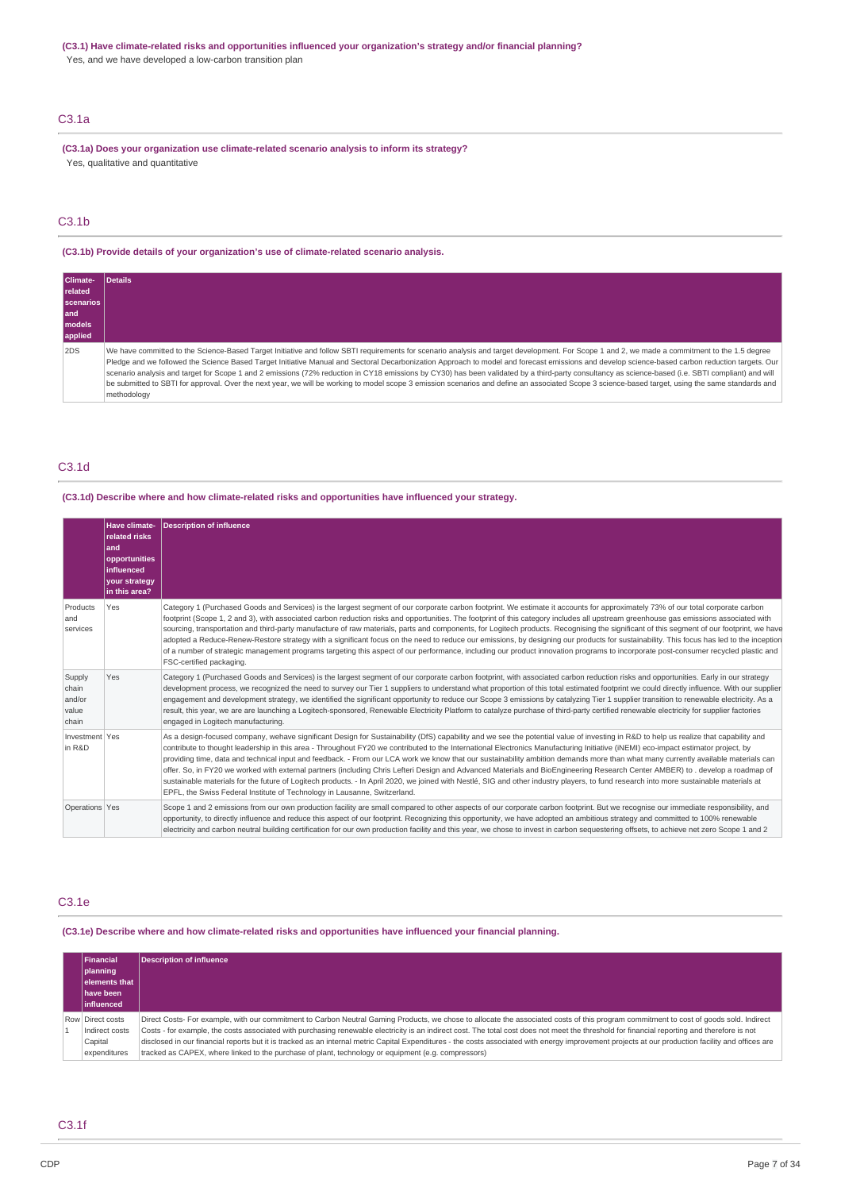**(C3.1) Have climate-related risks and opportunities influenced your organization's strategy and/or financial planning?**

Yes, and we have developed a low-carbon transition plan

## C3.1a

**(C3.1a) Does your organization use climate-related scenario analysis to inform its strategy?**

Yes, qualitative and quantitative

## C3.1b

**(C3.1b) Provide details of your organization's use of climate-related scenario analysis.**

| Climate-related scenarios and models applied | Details |
|---|---|
| 2DS | We have committed to the Science-Based Target Initiative and follow SBTI requirements for scenario analysis and target development. For Scope 1 and 2, we made a commitment to the 1.5 degree Pledge and we followed the Science Based Target Initiative Manual and Sectoral Decarbonization Approach to model and forecast emissions and develop science-based carbon reduction targets. Our scenario analysis and target for Scope 1 and 2 emissions (72% reduction in CY18 emissions by CY30) has been validated by a third-party consultancy as science-based (i.e. SBTI compliant) and will be submitted to SBTI for approval. Over the next year, we will be working to model scope 3 emission scenarios and define an associated Scope 3 science-based target, using the same standards and methodology |

## C3.1d

**(C3.1d) Describe where and how climate-related risks and opportunities have influenced your strategy.**

| | Have climate-related risks and opportunities influenced your strategy in this area? | Description of influence |
|---|---|---|
| Products and services | Yes | Category 1 (Purchased Goods and Services) is the largest segment of our corporate carbon footprint. We estimate it accounts for approximately 73% of our total corporate carbon footprint (Scope 1, 2 and 3), with associated carbon reduction risks and opportunities. The footprint of this category includes all upstream greenhouse gas emissions associated with sourcing, transportation and third-party manufacture of raw materials, parts and components, for Logitech products. Recognising the significant of this segment of our footprint, we have adopted a Reduce-Renew-Restore strategy with a significant focus on the need to reduce our emissions, by designing our products for sustainability. This focus has led to the inception of a number of strategic management programs targeting this aspect of our performance, including our product innovation programs to incorporate post-consumer recycled plastic and FSC-certified packaging. |
| Supply chain and/or value chain | Yes | Category 1 (Purchased Goods and Services) is the largest segment of our corporate carbon footprint, with associated carbon reduction risks and opportunities. Early in our strategy development process, we recognized the need to survey our Tier 1 suppliers to understand what proportion of this total estimated footprint we could directly influence. With our supplier engagement and development strategy, we identified the significant opportunity to reduce our Scope 3 emissions by catalyzing Tier 1 supplier transition to renewable electricity. As a result, this year, we are are launching a Logitech-sponsored, Renewable Electricity Platform to catalyze purchase of third-party certified renewable electricity for supplier factories engaged in Logitech manufacturing. |
| Investment in R&D | Yes | As a design-focused company, wehave significant Design for Sustainability (DfS) capability and we see the potential value of investing in R&D to help us realize that capability and contribute to thought leadership in this area - Throughout FY20 we contributed to the International Electronics Manufacturing Initiative (iNEMI) eco-impact estimator project, by providing time, data and technical input and feedback. - From our LCA work we know that our sustainability ambition demands more than what many currently available materials can offer. So, in FY20 we worked with external partners (including Chris Lefteri Design and Advanced Materials and BioEngineering Research Center AMBER) to . develop a roadmap of sustainable materials for the future of Logitech products. - In April 2020, we joined with Nestlé, SIG and other industry players, to fund research into more sustainable materials at EPFL, the Swiss Federal Institute of Technology in Lausanne, Switzerland. |
| Operations | Yes | Scope 1 and 2 emissions from our own production facility are small compared to other aspects of our corporate carbon footprint. But we recognise our immediate responsibility, and opportunity, to directly influence and reduce this aspect of our footprint. Recognizing this opportunity, we have adopted an ambitious strategy and committed to 100% renewable electricity and carbon neutral building certification for our own production facility and this year, we chose to invest in carbon sequestering offsets, to achieve net zero Scope 1 and 2 |

## C3.1e

**(C3.1e) Describe where and how climate-related risks and opportunities have influenced your financial planning.**

| | Financial planning elements that have been influenced | Description of influence |
|---|---|---|
| Row 1 | Direct costs<br>Indirect costs<br>Capital expenditures | Direct Costs- For example, with our commitment to Carbon Neutral Gaming Products, we chose to allocate the associated costs of this program commitment to cost of goods sold. Indirect Costs - for example, the costs associated with purchasing renewable electricity is an indirect cost. The total cost does not meet the threshold for financial reporting and therefore is not disclosed in our financial reports but it is tracked as an internal metric Capital Expenditures - the costs associated with energy improvement projects at our production facility and offices are tracked as CAPEX, where linked to the purchase of plant, technology or equipment (e.g. compressors) |

## C3.1f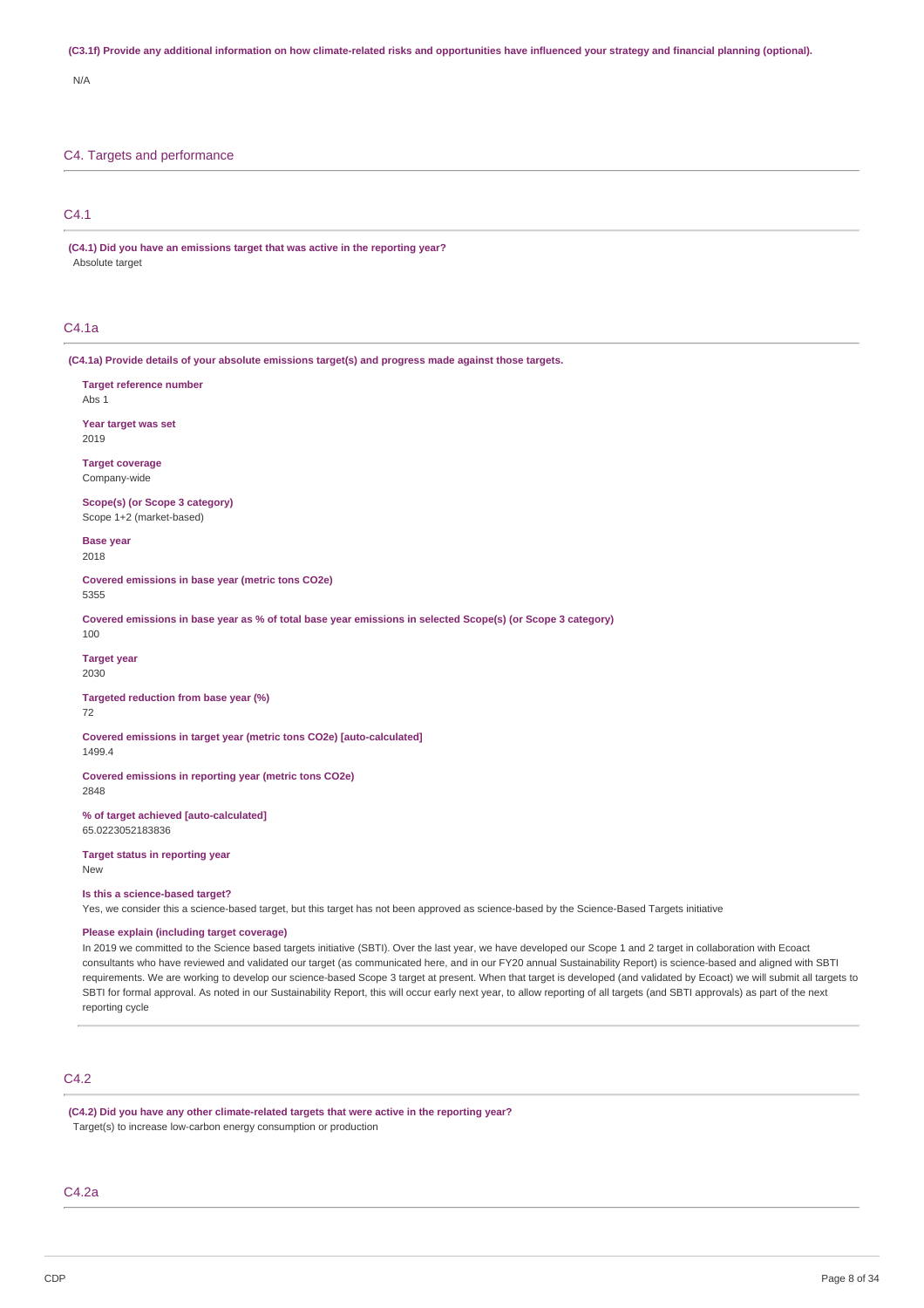**(C3.1f) Provide any additional information on how climate-related risks and opportunities have influenced your strategy and financial planning (optional).**

N/A

## C4. Targets and performance

### C4.1

**(C4.1) Did you have an emissions target that was active in the reporting year?**

Absolute target

### C4.1a

**(C4.1a) Provide details of your absolute emissions target(s) and progress made against those targets.**

**Target reference number**
Abs 1

**Year target was set**
2019

**Target coverage**
Company-wide

**Scope(s) (or Scope 3 category)**
Scope 1+2 (market-based)

**Base year**
2018

**Covered emissions in base year (metric tons CO2e)**
5355

**Covered emissions in base year as % of total base year emissions in selected Scope(s) (or Scope 3 category)**
100

**Target year**
2030

**Targeted reduction from base year (%)**
72

**Covered emissions in target year (metric tons CO2e) [auto-calculated]**
1499.4

**Covered emissions in reporting year (metric tons CO2e)**
2848

**% of target achieved [auto-calculated]**
65.0223052183836

**Target status in reporting year**
New

**Is this a science-based target?**
Yes, we consider this a science-based target, but this target has not been approved as science-based by the Science-Based Targets initiative

**Please explain (including target coverage)**
In 2019 we committed to the Science based targets initiative (SBTI). Over the last year, we have developed our Scope 1 and 2 target in collaboration with Ecoact consultants who have reviewed and validated our target (as communicated here, and in our FY20 annual Sustainability Report) is science-based and aligned with SBTI requirements. We are working to develop our science-based Scope 3 target at present. When that target is developed (and validated by Ecoact) we will submit all targets to SBTI for formal approval. As noted in our Sustainability Report, this will occur early next year, to allow reporting of all targets (and SBTI approvals) as part of the next reporting cycle

### C4.2

**(C4.2) Did you have any other climate-related targets that were active in the reporting year?**

Target(s) to increase low-carbon energy consumption or production

### C4.2a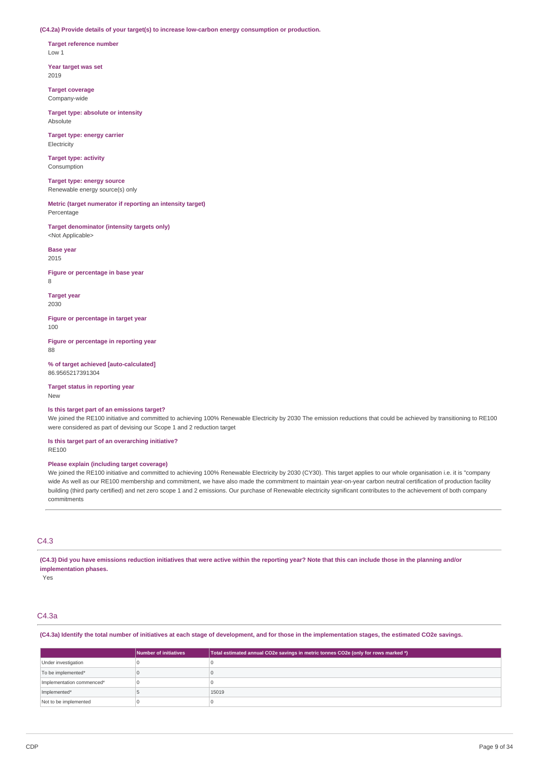**(C4.2a) Provide details of your target(s) to increase low-carbon energy consumption or production.**

**Target reference number**
Low 1

**Year target was set**
2019

**Target coverage**
Company-wide

**Target type: absolute or intensity**
Absolute

**Target type: energy carrier**
Electricity

**Target type: activity**
Consumption

**Target type: energy source**
Renewable energy source(s) only

**Metric (target numerator if reporting an intensity target)**
Percentage

**Target denominator (intensity targets only)**
<Not Applicable>

**Base year**
2015

**Figure or percentage in base year**
8

**Target year**
2030

**Figure or percentage in target year**
100

**Figure or percentage in reporting year**
88

**% of target achieved [auto-calculated]**
86.9565217391304

**Target status in reporting year**
New

**Is this target part of an emissions target?**
We joined the RE100 initiative and committed to achieving 100% Renewable Electricity by 2030 The emission reductions that could be achieved by transitioning to RE100 were considered as part of devising our Scope 1 and 2 reduction target

**Is this target part of an overarching initiative?**
RE100

**Please explain (including target coverage)**
We joined the RE100 initiative and committed to achieving 100% Renewable Electricity by 2030 (CY30). This target applies to our whole organisation i.e. it is "company wide As well as our RE100 membership and commitment, we have also made the commitment to maintain year-on-year carbon neutral certification of production facility building (third party certified) and net zero scope 1 and 2 emissions. Our purchase of Renewable electricity significant contributes to the achievement of both company commitments

## C4.3

**(C4.3) Did you have emissions reduction initiatives that were active within the reporting year? Note that this can include those in the planning and/or implementation phases.**

Yes

## C4.3a

**(C4.3a) Identify the total number of initiatives at each stage of development, and for those in the implementation stages, the estimated CO2e savings.**

| | Number of initiatives | Total estimated annual CO2e savings in metric tonnes CO2e (only for rows marked *) |
|---|---|---|
| Under investigation | 0 | 0 |
| To be implemented* | 0 | 0 |
| Implementation commenced* | 0 | 0 |
| Implemented* | 5 | 15019 |
| Not to be implemented | 0 | 0 |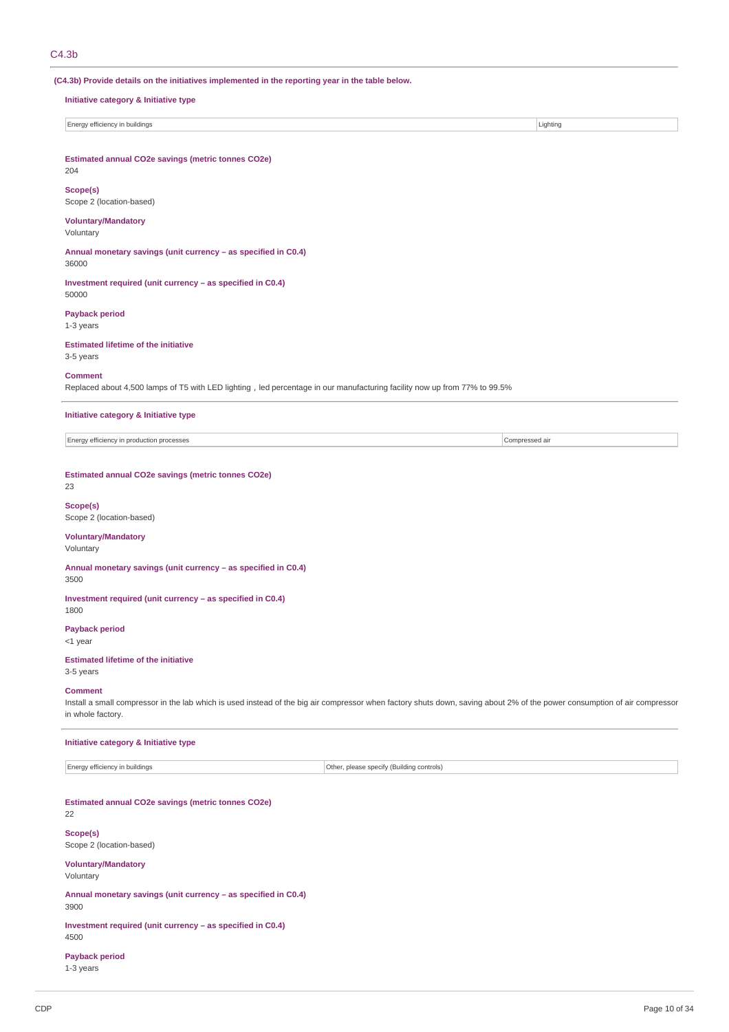## C4.3b

**(C4.3b) Provide details on the initiatives implemented in the reporting year in the table below.**

**Initiative category & Initiative type**

| Energy efficiency in buildings | Lighting |
|---|---|

**Estimated annual CO2e savings (metric tonnes CO2e)**
204

**Scope(s)**
Scope 2 (location-based)

**Voluntary/Mandatory**
Voluntary

**Annual monetary savings (unit currency – as specified in C0.4)**
36000

**Investment required (unit currency – as specified in C0.4)**
50000

**Payback period**
1-3 years

**Estimated lifetime of the initiative**
3-5 years

**Comment**
Replaced about 4,500 lamps of T5 with LED lighting，led percentage in our manufacturing facility now up from 77% to 99.5%

**Initiative category & Initiative type**

| Energy efficiency in production processes | Compressed air |
|---|---|

**Estimated annual CO2e savings (metric tonnes CO2e)**
23

**Scope(s)**
Scope 2 (location-based)

**Voluntary/Mandatory**
Voluntary

**Annual monetary savings (unit currency – as specified in C0.4)**
3500

**Investment required (unit currency – as specified in C0.4)**
1800

**Payback period**
<1 year

**Estimated lifetime of the initiative**
3-5 years

**Comment**
Install a small compressor in the lab which is used instead of the big air compressor when factory shuts down, saving about 2% of the power consumption of air compressor in whole factory.

**Initiative category & Initiative type**

| Energy efficiency in buildings | Other, please specify (Building controls) |
|---|---|

**Estimated annual CO2e savings (metric tonnes CO2e)**
22

**Scope(s)**
Scope 2 (location-based)

**Voluntary/Mandatory**
Voluntary

**Annual monetary savings (unit currency – as specified in C0.4)**
3900

**Investment required (unit currency – as specified in C0.4)**
4500

**Payback period**
1-3 years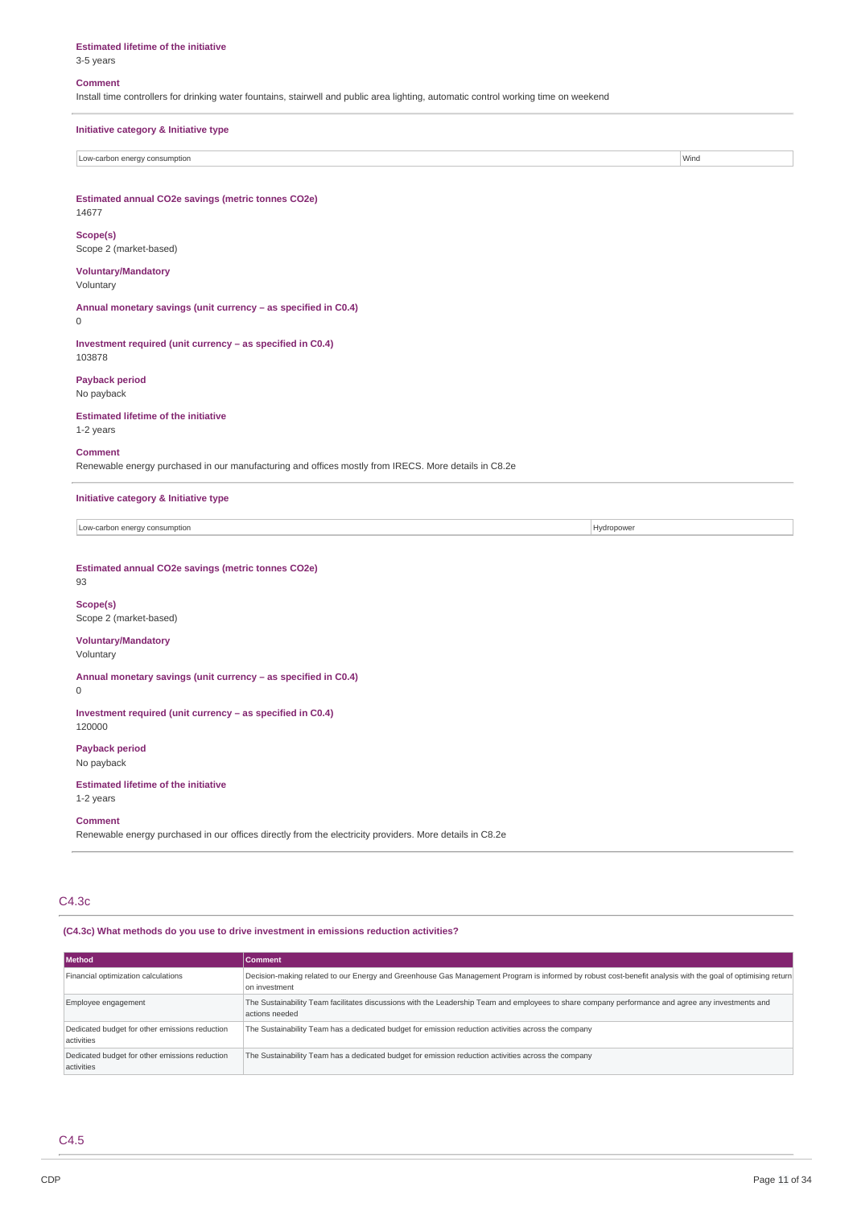**Estimated lifetime of the initiative**
3-5 years

**Comment**
Install time controllers for drinking water fountains, stairwell and public area lighting, automatic control working time on weekend

**Initiative category & Initiative type**

| | |
|---|---|
| Low-carbon energy consumption | Wind |

**Estimated annual CO2e savings (metric tonnes CO2e)**
14677

**Scope(s)**
Scope 2 (market-based)

**Voluntary/Mandatory**
Voluntary

**Annual monetary savings (unit currency – as specified in C0.4)**
0

**Investment required (unit currency – as specified in C0.4)**
103878

**Payback period**
No payback

**Estimated lifetime of the initiative**
1-2 years

**Comment**
Renewable energy purchased in our manufacturing and offices mostly from IRECS. More details in C8.2e

**Initiative category & Initiative type**

| | |
|---|---|
| Low-carbon energy consumption | Hydropower |

**Estimated annual CO2e savings (metric tonnes CO2e)**
93

**Scope(s)**
Scope 2 (market-based)

**Voluntary/Mandatory**
Voluntary

**Annual monetary savings (unit currency – as specified in C0.4)**
0

**Investment required (unit currency – as specified in C0.4)**
120000

**Payback period**
No payback

**Estimated lifetime of the initiative**
1-2 years

**Comment**
Renewable energy purchased in our offices directly from the electricity providers. More details in C8.2e

## C4.3c

**(C4.3c) What methods do you use to drive investment in emissions reduction activities?**

| Method | Comment |
|---|---|
| Financial optimization calculations | Decision-making related to our Energy and Greenhouse Gas Management Program is informed by robust cost-benefit analysis with the goal of optimising return on investment |
| Employee engagement | The Sustainability Team facilitates discussions with the Leadership Team and employees to share company performance and agree any investments and actions needed |
| Dedicated budget for other emissions reduction activities | The Sustainability Team has a dedicated budget for emission reduction activities across the company |
| Dedicated budget for other emissions reduction activities | The Sustainability Team has a dedicated budget for emission reduction activities across the company |

## C4.5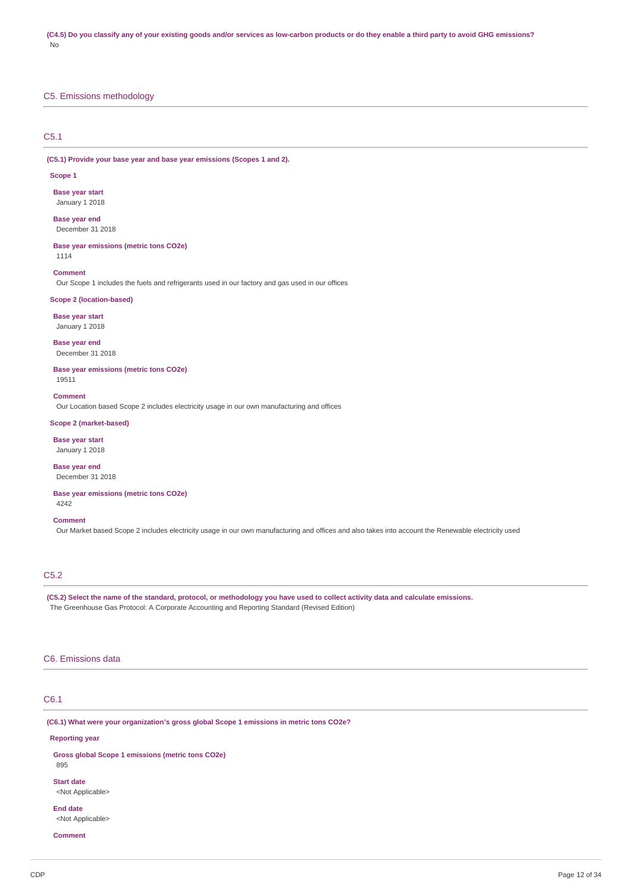**(C4.5) Do you classify any of your existing goods and/or services as low-carbon products or do they enable a third party to avoid GHG emissions?**
No

## C5. Emissions methodology

### C5.1

**(C5.1) Provide your base year and base year emissions (Scopes 1 and 2).**

**Scope 1**

**Base year start**
January 1 2018

**Base year end**
December 31 2018

**Base year emissions (metric tons CO2e)**
1114

**Comment**
Our Scope 1 includes the fuels and refrigerants used in our factory and gas used in our offices

**Scope 2 (location-based)**

**Base year start**
January 1 2018

**Base year end**
December 31 2018

**Base year emissions (metric tons CO2e)**
19511

**Comment**
Our Location based Scope 2 includes electricity usage in our own manufacturing and offices

**Scope 2 (market-based)**

**Base year start**
January 1 2018

**Base year end**
December 31 2018

**Base year emissions (metric tons CO2e)**
4242

**Comment**
Our Market based Scope 2 includes electricity usage in our own manufacturing and offices and also takes into account the Renewable electricity used

### C5.2

**(C5.2) Select the name of the standard, protocol, or methodology you have used to collect activity data and calculate emissions.**
The Greenhouse Gas Protocol: A Corporate Accounting and Reporting Standard (Revised Edition)

## C6. Emissions data

### C6.1

**(C6.1) What were your organization's gross global Scope 1 emissions in metric tons CO2e?**

**Reporting year**

**Gross global Scope 1 emissions (metric tons CO2e)**
895

**Start date**
<Not Applicable>

**End date**
<Not Applicable>

**Comment**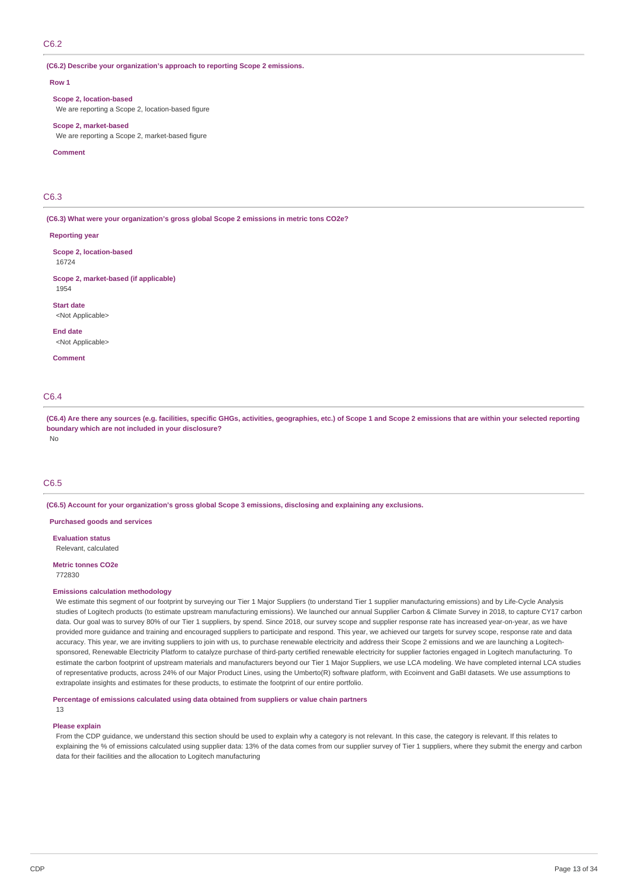## C6.2

**(C6.2) Describe your organization's approach to reporting Scope 2 emissions.**

**Row 1**

**Scope 2, location-based**
We are reporting a Scope 2, location-based figure

**Scope 2, market-based**
We are reporting a Scope 2, market-based figure

**Comment**

## C6.3

**(C6.3) What were your organization's gross global Scope 2 emissions in metric tons CO2e?**

**Reporting year**

**Scope 2, location-based**
16724

**Scope 2, market-based (if applicable)**
1954

**Start date**
<Not Applicable>

**End date**
<Not Applicable>

**Comment**

## C6.4

**(C6.4) Are there any sources (e.g. facilities, specific GHGs, activities, geographies, etc.) of Scope 1 and Scope 2 emissions that are within your selected reporting boundary which are not included in your disclosure?**

No

## C6.5

**(C6.5) Account for your organization's gross global Scope 3 emissions, disclosing and explaining any exclusions.**

**Purchased goods and services**

**Evaluation status**
Relevant, calculated

**Metric tonnes CO2e**
772830

**Emissions calculation methodology**
We estimate this segment of our footprint by surveying our Tier 1 Major Suppliers (to understand Tier 1 supplier manufacturing emissions) and by Life-Cycle Analysis studies of Logitech products (to estimate upstream manufacturing emissions). We launched our annual Supplier Carbon & Climate Survey in 2018, to capture CY17 carbon data. Our goal was to survey 80% of our Tier 1 suppliers, by spend. Since 2018, our survey scope and supplier response rate has increased year-on-year, as we have provided more guidance and training and encouraged suppliers to participate and respond. This year, we achieved our targets for survey scope, response rate and data accuracy. This year, we are inviting suppliers to join with us, to purchase renewable electricity and address their Scope 2 emissions and we are launching a Logitech-sponsored, Renewable Electricity Platform to catalyze purchase of third-party certified renewable electricity for supplier factories engaged in Logitech manufacturing. To estimate the carbon footprint of upstream materials and manufacturers beyond our Tier 1 Major Suppliers, we use LCA modeling. We have completed internal LCA studies of representative products, across 24% of our Major Product Lines, using the Umberto(R) software platform, with Ecoinvent and GaBI datasets. We use assumptions to extrapolate insights and estimates for these products, to estimate the footprint of our entire portfolio.

**Percentage of emissions calculated using data obtained from suppliers or value chain partners**
13

**Please explain**
From the CDP guidance, we understand this section should be used to explain why a category is not relevant. In this case, the category is relevant. If this relates to explaining the % of emissions calculated using supplier data: 13% of the data comes from our supplier survey of Tier 1 suppliers, where they submit the energy and carbon data for their facilities and the allocation to Logitech manufacturing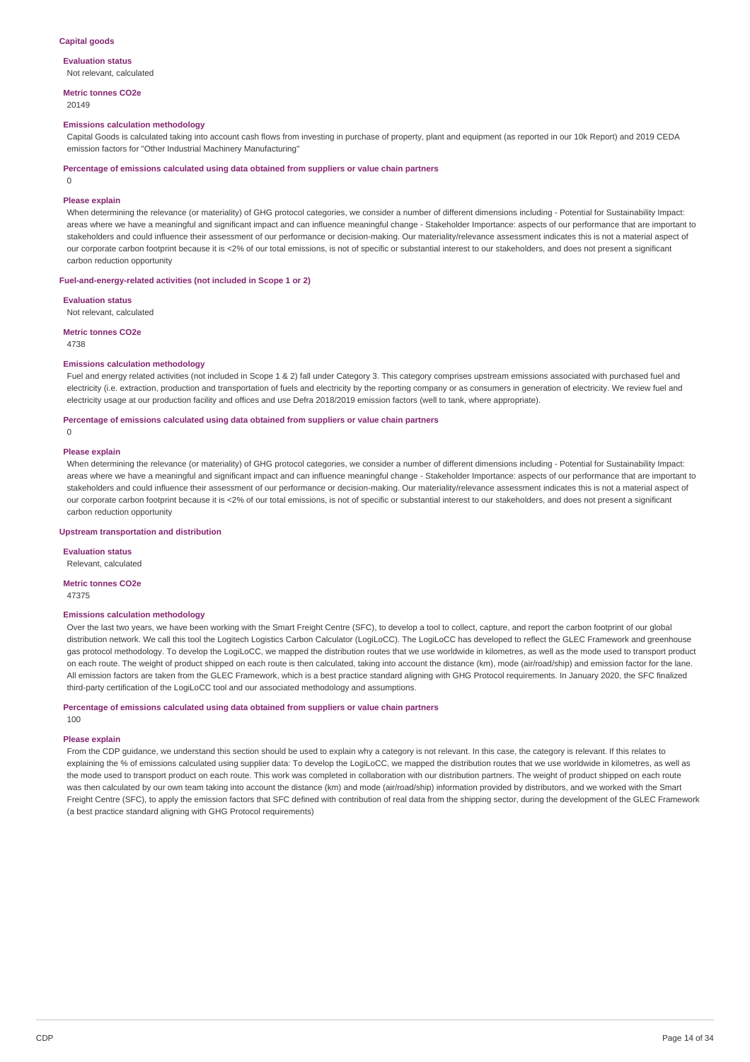### Capital goods

**Evaluation status**

Not relevant, calculated

**Metric tonnes CO2e**

20149

**Emissions calculation methodology**

Capital Goods is calculated taking into account cash flows from investing in purchase of property, plant and equipment (as reported in our 10k Report) and 2019 CEDA emission factors for "Other Industrial Machinery Manufacturing"

**Percentage of emissions calculated using data obtained from suppliers or value chain partners**

0

**Please explain**

When determining the relevance (or materiality) of GHG protocol categories, we consider a number of different dimensions including - Potential for Sustainability Impact: areas where we have a meaningful and significant impact and can influence meaningful change - Stakeholder Importance: aspects of our performance that are important to stakeholders and could influence their assessment of our performance or decision-making. Our materiality/relevance assessment indicates this is not a material aspect of our corporate carbon footprint because it is <2% of our total emissions, is not of specific or substantial interest to our stakeholders, and does not present a significant carbon reduction opportunity

### Fuel-and-energy-related activities (not included in Scope 1 or 2)

**Evaluation status**

Not relevant, calculated

**Metric tonnes CO2e**

4738

**Emissions calculation methodology**

Fuel and energy related activities (not included in Scope 1 & 2) fall under Category 3. This category comprises upstream emissions associated with purchased fuel and electricity (i.e. extraction, production and transportation of fuels and electricity by the reporting company or as consumers in generation of electricity. We review fuel and electricity usage at our production facility and offices and use Defra 2018/2019 emission factors (well to tank, where appropriate).

**Percentage of emissions calculated using data obtained from suppliers or value chain partners**

0

**Please explain**

When determining the relevance (or materiality) of GHG protocol categories, we consider a number of different dimensions including - Potential for Sustainability Impact: areas where we have a meaningful and significant impact and can influence meaningful change - Stakeholder Importance: aspects of our performance that are important to stakeholders and could influence their assessment of our performance or decision-making. Our materiality/relevance assessment indicates this is not a material aspect of our corporate carbon footprint because it is <2% of our total emissions, is not of specific or substantial interest to our stakeholders, and does not present a significant carbon reduction opportunity

### Upstream transportation and distribution

**Evaluation status**

Relevant, calculated

**Metric tonnes CO2e**

47375

**Emissions calculation methodology**

Over the last two years, we have been working with the Smart Freight Centre (SFC), to develop a tool to collect, capture, and report the carbon footprint of our global distribution network. We call this tool the Logitech Logistics Carbon Calculator (LogiLoCC). The LogiLoCC has developed to reflect the GLEC Framework and greenhouse gas protocol methodology. To develop the LogiLoCC, we mapped the distribution routes that we use worldwide in kilometres, as well as the mode used to transport product on each route. The weight of product shipped on each route is then calculated, taking into account the distance (km), mode (air/road/ship) and emission factor for the lane. All emission factors are taken from the GLEC Framework, which is a best practice standard aligning with GHG Protocol requirements. In January 2020, the SFC finalized third-party certification of the LogiLoCC tool and our associated methodology and assumptions.

**Percentage of emissions calculated using data obtained from suppliers or value chain partners**

100

**Please explain**

From the CDP guidance, we understand this section should be used to explain why a category is not relevant. In this case, the category is relevant. If this relates to explaining the % of emissions calculated using supplier data: To develop the LogiLoCC, we mapped the distribution routes that we use worldwide in kilometres, as well as the mode used to transport product on each route. This work was completed in collaboration with our distribution partners. The weight of product shipped on each route was then calculated by our own team taking into account the distance (km) and mode (air/road/ship) information provided by distributors, and we worked with the Smart Freight Centre (SFC), to apply the emission factors that SFC defined with contribution of real data from the shipping sector, during the development of the GLEC Framework (a best practice standard aligning with GHG Protocol requirements)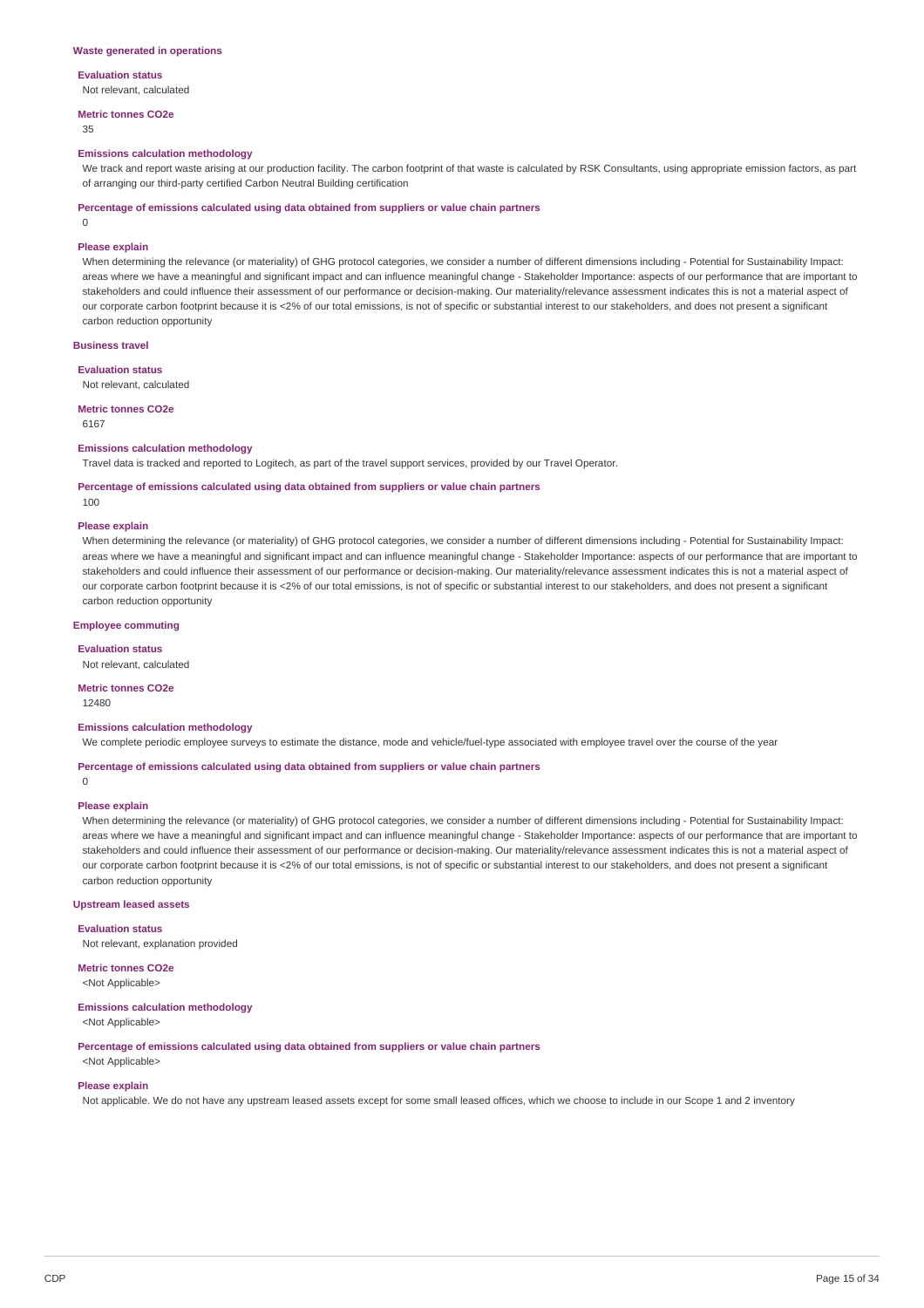### Waste generated in operations

**Evaluation status**

Not relevant, calculated

**Metric tonnes CO2e**

35

**Emissions calculation methodology**

We track and report waste arising at our production facility. The carbon footprint of that waste is calculated by RSK Consultants, using appropriate emission factors, as part of arranging our third-party certified Carbon Neutral Building certification

**Percentage of emissions calculated using data obtained from suppliers or value chain partners**

0

**Please explain**

When determining the relevance (or materiality) of GHG protocol categories, we consider a number of different dimensions including - Potential for Sustainability Impact: areas where we have a meaningful and significant impact and can influence meaningful change - Stakeholder Importance: aspects of our performance that are important to stakeholders and could influence their assessment of our performance or decision-making. Our materiality/relevance assessment indicates this is not a material aspect of our corporate carbon footprint because it is <2% of our total emissions, is not of specific or substantial interest to our stakeholders, and does not present a significant carbon reduction opportunity

### Business travel

**Evaluation status**

Not relevant, calculated

**Metric tonnes CO2e**

6167

**Emissions calculation methodology**

Travel data is tracked and reported to Logitech, as part of the travel support services, provided by our Travel Operator.

**Percentage of emissions calculated using data obtained from suppliers or value chain partners**

100

**Please explain**

When determining the relevance (or materiality) of GHG protocol categories, we consider a number of different dimensions including - Potential for Sustainability Impact: areas where we have a meaningful and significant impact and can influence meaningful change - Stakeholder Importance: aspects of our performance that are important to stakeholders and could influence their assessment of our performance or decision-making. Our materiality/relevance assessment indicates this is not a material aspect of our corporate carbon footprint because it is <2% of our total emissions, is not of specific or substantial interest to our stakeholders, and does not present a significant carbon reduction opportunity

### Employee commuting

**Evaluation status**

Not relevant, calculated

**Metric tonnes CO2e**

12480

**Emissions calculation methodology**

We complete periodic employee surveys to estimate the distance, mode and vehicle/fuel-type associated with employee travel over the course of the year

**Percentage of emissions calculated using data obtained from suppliers or value chain partners**

0

**Please explain**

When determining the relevance (or materiality) of GHG protocol categories, we consider a number of different dimensions including - Potential for Sustainability Impact: areas where we have a meaningful and significant impact and can influence meaningful change - Stakeholder Importance: aspects of our performance that are important to stakeholders and could influence their assessment of our performance or decision-making. Our materiality/relevance assessment indicates this is not a material aspect of our corporate carbon footprint because it is <2% of our total emissions, is not of specific or substantial interest to our stakeholders, and does not present a significant carbon reduction opportunity

### Upstream leased assets

**Evaluation status**

Not relevant, explanation provided

**Metric tonnes CO2e**

<Not Applicable>

**Emissions calculation methodology**

<Not Applicable>

**Percentage of emissions calculated using data obtained from suppliers or value chain partners**

<Not Applicable>

**Please explain**

Not applicable. We do not have any upstream leased assets except for some small leased offices, which we choose to include in our Scope 1 and 2 inventory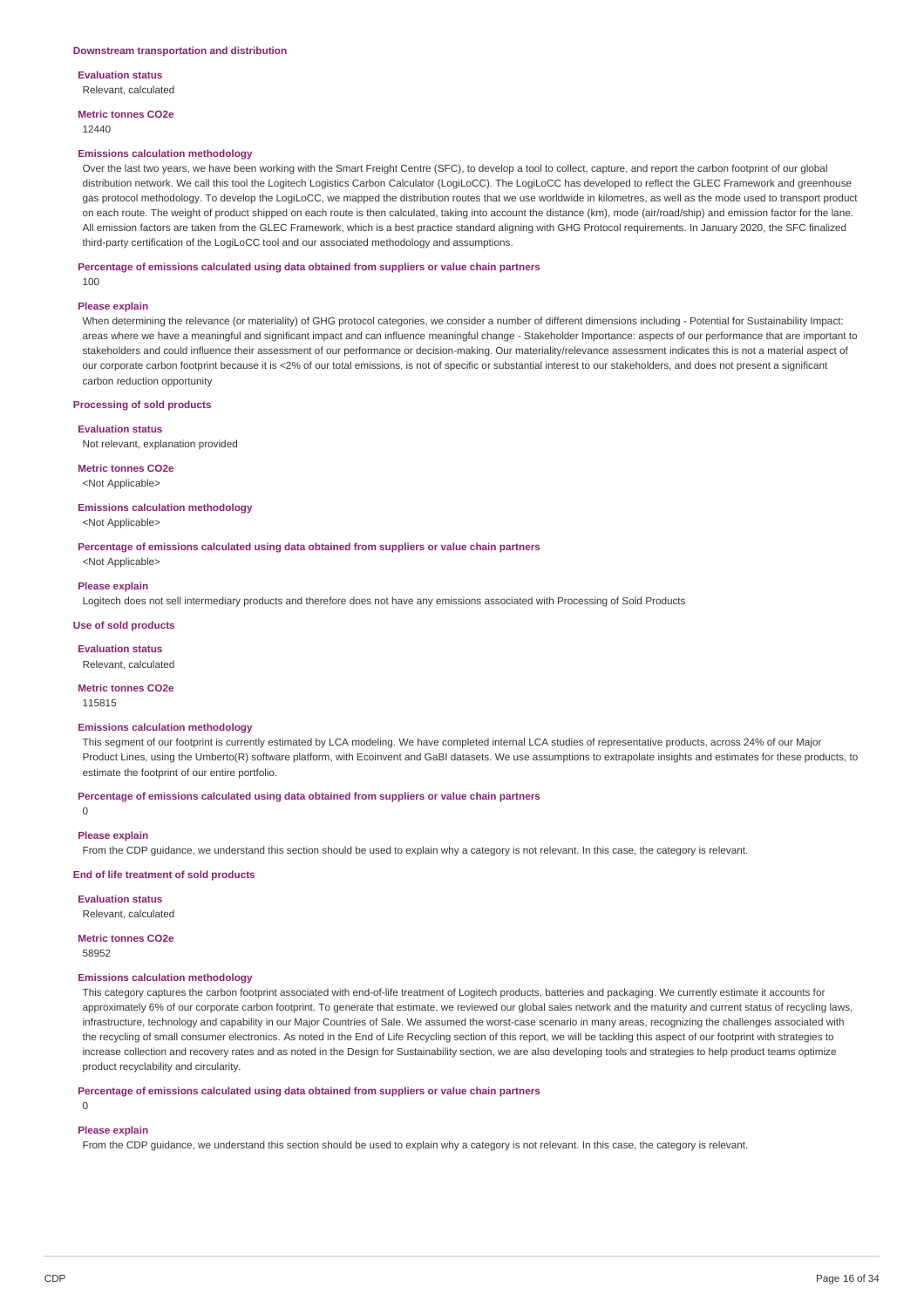### Downstream transportation and distribution

**Evaluation status**

Relevant, calculated

**Metric tonnes CO2e**

12440

**Emissions calculation methodology**

Over the last two years, we have been working with the Smart Freight Centre (SFC), to develop a tool to collect, capture, and report the carbon footprint of our global distribution network. We call this tool the Logitech Logistics Carbon Calculator (LogiLoCC). The LogiLoCC has developed to reflect the GLEC Framework and greenhouse gas protocol methodology. To develop the LogiLoCC, we mapped the distribution routes that we use worldwide in kilometres, as well as the mode used to transport product on each route. The weight of product shipped on each route is then calculated, taking into account the distance (km), mode (air/road/ship) and emission factor for the lane. All emission factors are taken from the GLEC Framework, which is a best practice standard aligning with GHG Protocol requirements. In January 2020, the SFC finalized third-party certification of the LogiLoCC tool and our associated methodology and assumptions.

**Percentage of emissions calculated using data obtained from suppliers or value chain partners**

100

**Please explain**

When determining the relevance (or materiality) of GHG protocol categories, we consider a number of different dimensions including - Potential for Sustainability Impact: areas where we have a meaningful and significant impact and can influence meaningful change - Stakeholder Importance: aspects of our performance that are important to stakeholders and could influence their assessment of our performance or decision-making. Our materiality/relevance assessment indicates this is not a material aspect of our corporate carbon footprint because it is <2% of our total emissions, is not of specific or substantial interest to our stakeholders, and does not present a significant carbon reduction opportunity

### Processing of sold products

**Evaluation status**

Not relevant, explanation provided

**Metric tonnes CO2e**

<Not Applicable>

**Emissions calculation methodology**

<Not Applicable>

**Percentage of emissions calculated using data obtained from suppliers or value chain partners**

<Not Applicable>

**Please explain**

Logitech does not sell intermediary products and therefore does not have any emissions associated with Processing of Sold Products

### Use of sold products

**Evaluation status**

Relevant, calculated

**Metric tonnes CO2e**

115815

**Emissions calculation methodology**

This segment of our footprint is currently estimated by LCA modeling. We have completed internal LCA studies of representative products, across 24% of our Major Product Lines, using the Umberto(R) software platform, with Ecoinvent and GaBI datasets. We use assumptions to extrapolate insights and estimates for these products, to estimate the footprint of our entire portfolio.

**Percentage of emissions calculated using data obtained from suppliers or value chain partners**

0

**Please explain**

From the CDP guidance, we understand this section should be used to explain why a category is not relevant. In this case, the category is relevant.

### End of life treatment of sold products

**Evaluation status**

Relevant, calculated

**Metric tonnes CO2e**

58952

**Emissions calculation methodology**

This category captures the carbon footprint associated with end-of-life treatment of Logitech products, batteries and packaging. We currently estimate it accounts for approximately 6% of our corporate carbon footprint. To generate that estimate, we reviewed our global sales network and the maturity and current status of recycling laws, infrastructure, technology and capability in our Major Countries of Sale. We assumed the worst-case scenario in many areas, recognizing the challenges associated with the recycling of small consumer electronics. As noted in the End of Life Recycling section of this report, we will be tackling this aspect of our footprint with strategies to increase collection and recovery rates and as noted in the Design for Sustainability section, we are also developing tools and strategies to help product teams optimize product recyclability and circularity.

**Percentage of emissions calculated using data obtained from suppliers or value chain partners**

0

**Please explain**

From the CDP guidance, we understand this section should be used to explain why a category is not relevant. In this case, the category is relevant.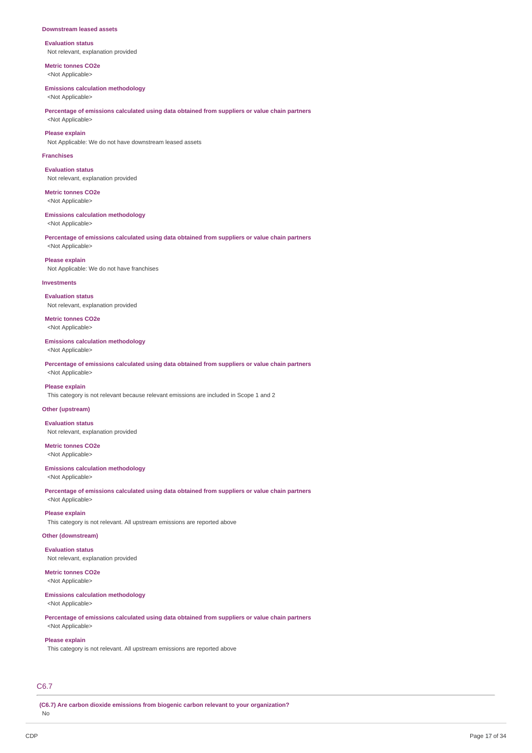#### Downstream leased assets

**Evaluation status**
Not relevant, explanation provided

**Metric tonnes CO2e**
<Not Applicable>

**Emissions calculation methodology**
<Not Applicable>

**Percentage of emissions calculated using data obtained from suppliers or value chain partners**
<Not Applicable>

**Please explain**
Not Applicable: We do not have downstream leased assets

#### Franchises

**Evaluation status**
Not relevant, explanation provided

**Metric tonnes CO2e**
<Not Applicable>

**Emissions calculation methodology**
<Not Applicable>

**Percentage of emissions calculated using data obtained from suppliers or value chain partners**
<Not Applicable>

**Please explain**
Not Applicable: We do not have franchises

#### Investments

**Evaluation status**
Not relevant, explanation provided

**Metric tonnes CO2e**
<Not Applicable>

**Emissions calculation methodology**
<Not Applicable>

**Percentage of emissions calculated using data obtained from suppliers or value chain partners**
<Not Applicable>

**Please explain**
This category is not relevant because relevant emissions are included in Scope 1 and 2

#### Other (upstream)

**Evaluation status**
Not relevant, explanation provided

**Metric tonnes CO2e**
<Not Applicable>

**Emissions calculation methodology**
<Not Applicable>

**Percentage of emissions calculated using data obtained from suppliers or value chain partners**
<Not Applicable>

**Please explain**
This category is not relevant. All upstream emissions are reported above

#### Other (downstream)

**Evaluation status**
Not relevant, explanation provided

**Metric tonnes CO2e**
<Not Applicable>

**Emissions calculation methodology**
<Not Applicable>

**Percentage of emissions calculated using data obtained from suppliers or value chain partners**
<Not Applicable>

**Please explain**
This category is not relevant. All upstream emissions are reported above

## C6.7

**(C6.7) Are carbon dioxide emissions from biogenic carbon relevant to your organization?**
No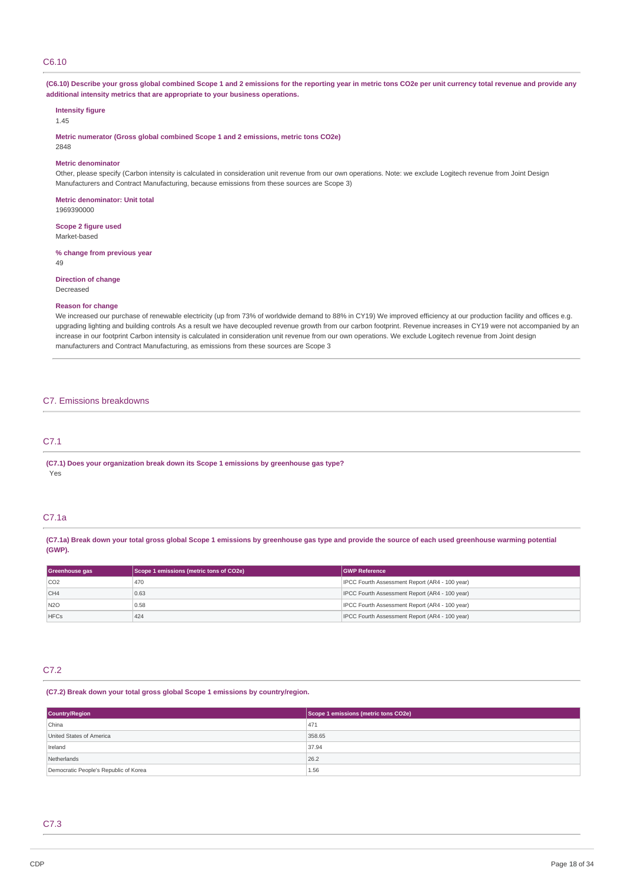## C6.10

**(C6.10) Describe your gross global combined Scope 1 and 2 emissions for the reporting year in metric tons CO2e per unit currency total revenue and provide any additional intensity metrics that are appropriate to your business operations.**

**Intensity figure**
1.45

**Metric numerator (Gross global combined Scope 1 and 2 emissions, metric tons CO2e)**
2848

**Metric denominator**
Other, please specify (Carbon intensity is calculated in consideration unit revenue from our own operations. Note: we exclude Logitech revenue from Joint Design Manufacturers and Contract Manufacturing, because emissions from these sources are Scope 3)

**Metric denominator: Unit total**
1969390000

**Scope 2 figure used**
Market-based

**% change from previous year**
49

**Direction of change**
Decreased

**Reason for change**
We increased our purchase of renewable electricity (up from 73% of worldwide demand to 88% in CY19) We improved efficiency at our production facility and offices e.g. upgrading lighting and building controls As a result we have decoupled revenue growth from our carbon footprint. Revenue increases in CY19 were not accompanied by an increase in our footprint Carbon intensity is calculated in consideration unit revenue from our own operations. We exclude Logitech revenue from Joint design manufacturers and Contract Manufacturing, as emissions from these sources are Scope 3

# C7. Emissions breakdowns

## C7.1

**(C7.1) Does your organization break down its Scope 1 emissions by greenhouse gas type?**
Yes

## C7.1a

**(C7.1a) Break down your total gross global Scope 1 emissions by greenhouse gas type and provide the source of each used greenhouse warming potential (GWP).**

| Greenhouse gas | Scope 1 emissions (metric tons of CO2e) | GWP Reference |
|---|---|---|
| CO2 | 470 | IPCC Fourth Assessment Report (AR4 - 100 year) |
| CH4 | 0.63 | IPCC Fourth Assessment Report (AR4 - 100 year) |
| N2O | 0.58 | IPCC Fourth Assessment Report (AR4 - 100 year) |
| HFCs | 424 | IPCC Fourth Assessment Report (AR4 - 100 year) |

## C7.2

**(C7.2) Break down your total gross global Scope 1 emissions by country/region.**

| Country/Region | Scope 1 emissions (metric tons CO2e) |
|---|---|
| China | 471 |
| United States of America | 358.65 |
| Ireland | 37.94 |
| Netherlands | 26.2 |
| Democratic People's Republic of Korea | 1.56 |

## C7.3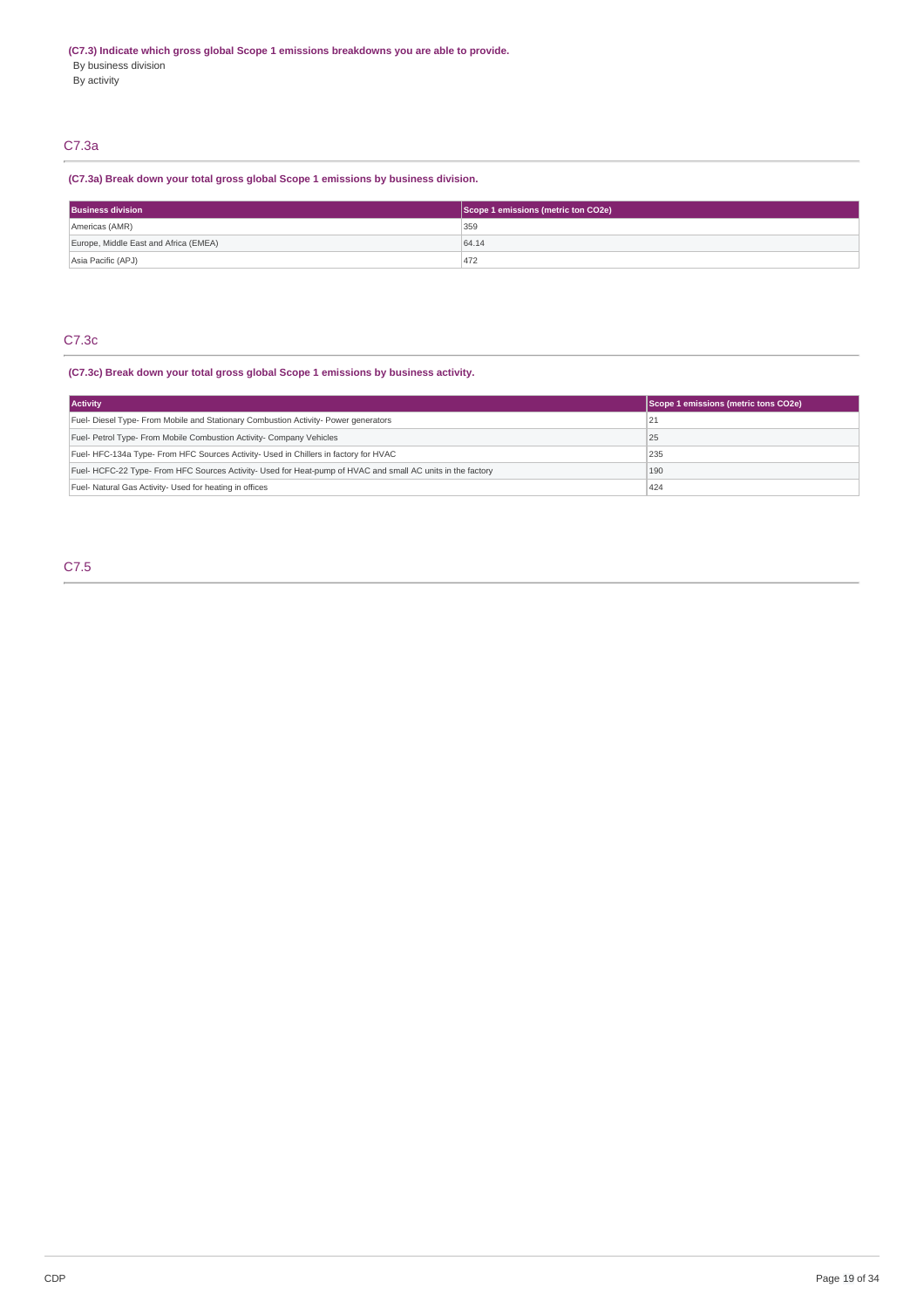**(C7.3) Indicate which gross global Scope 1 emissions breakdowns you are able to provide.**

By business division

By activity

## C7.3a

**(C7.3a) Break down your total gross global Scope 1 emissions by business division.**

| Business division | Scope 1 emissions (metric ton CO2e) |
|---|---|
| Americas (AMR) | 359 |
| Europe, Middle East and Africa (EMEA) | 64.14 |
| Asia Pacific (APJ) | 472 |

## C7.3c

**(C7.3c) Break down your total gross global Scope 1 emissions by business activity.**

| Activity | Scope 1 emissions (metric tons CO2e) |
|---|---|
| Fuel- Diesel Type- From Mobile and Stationary Combustion Activity- Power generators | 21 |
| Fuel- Petrol Type- From Mobile Combustion Activity- Company Vehicles | 25 |
| Fuel- HFC-134a Type- From HFC Sources Activity- Used in Chillers in factory for HVAC | 235 |
| Fuel- HCFC-22 Type- From HFC Sources Activity- Used for Heat-pump of HVAC and small AC units in the factory | 190 |
| Fuel- Natural Gas Activity- Used for heating in offices | 424 |

## C7.5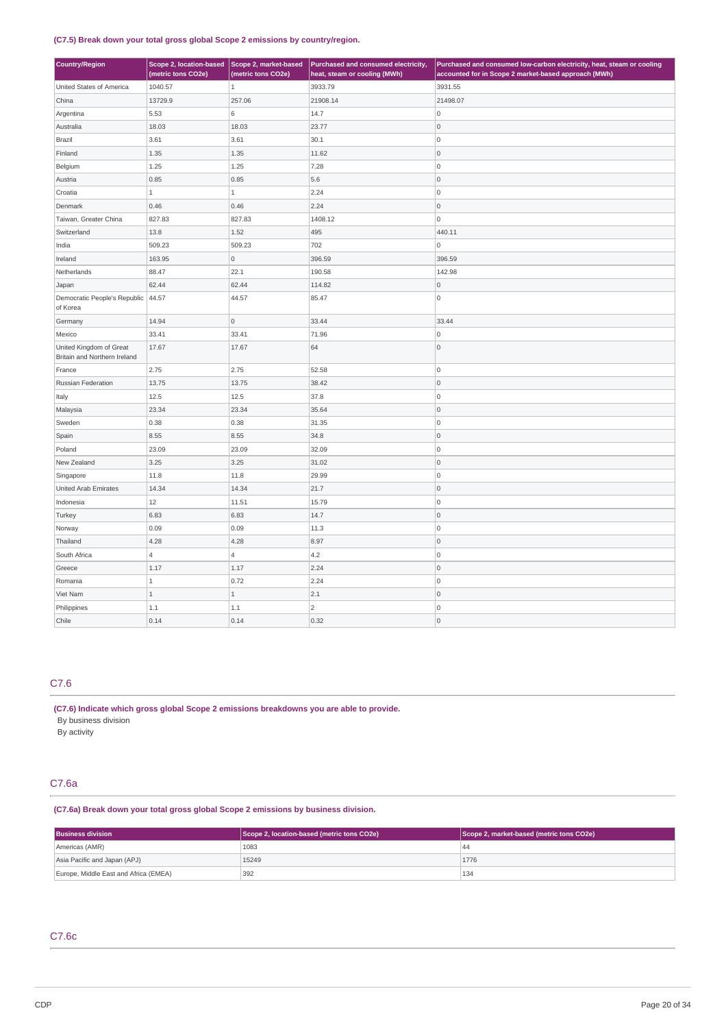**(C7.5) Break down your total gross global Scope 2 emissions by country/region.**

| Country/Region | Scope 2, location-based (metric tons CO2e) | Scope 2, market-based (metric tons CO2e) | Purchased and consumed electricity, heat, steam or cooling (MWh) | Purchased and consumed low-carbon electricity, heat, steam or cooling accounted for in Scope 2 market-based approach (MWh) |
|---|---|---|---|---|
| United States of America | 1040.57 | 1 | 3933.79 | 3931.55 |
| China | 13729.9 | 257.06 | 21908.14 | 21498.07 |
| Argentina | 5.53 | 6 | 14.7 | 0 |
| Australia | 18.03 | 18.03 | 23.77 | 0 |
| Brazil | 3.61 | 3.61 | 30.1 | 0 |
| Finland | 1.35 | 1.35 | 11.62 | 0 |
| Belgium | 1.25 | 1.25 | 7.28 | 0 |
| Austria | 0.85 | 0.85 | 5.6 | 0 |
| Croatia | 1 | 1 | 2.24 | 0 |
| Denmark | 0.46 | 0.46 | 2.24 | 0 |
| Taiwan, Greater China | 827.83 | 827.83 | 1408.12 | 0 |
| Switzerland | 13.8 | 1.52 | 495 | 440.11 |
| India | 509.23 | 509.23 | 702 | 0 |
| Ireland | 163.95 | 0 | 396.59 | 396.59 |
| Netherlands | 88.47 | 22.1 | 190.58 | 142.98 |
| Japan | 62.44 | 62.44 | 114.82 | 0 |
| Democratic People's Republic of Korea | 44.57 | 44.57 | 85.47 | 0 |
| Germany | 14.94 | 0 | 33.44 | 33.44 |
| Mexico | 33.41 | 33.41 | 71.96 | 0 |
| United Kingdom of Great Britain and Northern Ireland | 17.67 | 17.67 | 64 | 0 |
| France | 2.75 | 2.75 | 52.58 | 0 |
| Russian Federation | 13.75 | 13.75 | 38.42 | 0 |
| Italy | 12.5 | 12.5 | 37.8 | 0 |
| Malaysia | 23.34 | 23.34 | 35.64 | 0 |
| Sweden | 0.38 | 0.38 | 31.35 | 0 |
| Spain | 8.55 | 8.55 | 34.8 | 0 |
| Poland | 23.09 | 23.09 | 32.09 | 0 |
| New Zealand | 3.25 | 3.25 | 31.02 | 0 |
| Singapore | 11.8 | 11.8 | 29.99 | 0 |
| United Arab Emirates | 14.34 | 14.34 | 21.7 | 0 |
| Indonesia | 12 | 11.51 | 15.79 | 0 |
| Turkey | 6.83 | 6.83 | 14.7 | 0 |
| Norway | 0.09 | 0.09 | 11.3 | 0 |
| Thailand | 4.28 | 4.28 | 8.97 | 0 |
| South Africa | 4 | 4 | 4.2 | 0 |
| Greece | 1.17 | 1.17 | 2.24 | 0 |
| Romania | 1 | 0.72 | 2.24 | 0 |
| Viet Nam | 1 | 1 | 2.1 | 0 |
| Philippines | 1.1 | 1.1 | 2 | 0 |
| Chile | 0.14 | 0.14 | 0.32 | 0 |

## C7.6

**(C7.6) Indicate which gross global Scope 2 emissions breakdowns you are able to provide.**

By business division

By activity

## C7.6a

**(C7.6a) Break down your total gross global Scope 2 emissions by business division.**

| Business division | Scope 2, location-based (metric tons CO2e) | Scope 2, market-based (metric tons CO2e) |
|---|---|---|
| Americas (AMR) | 1083 | 44 |
| Asia Pacific and Japan (APJ) | 15249 | 1776 |
| Europe, Middle East and Africa (EMEA) | 392 | 134 |

## C7.6c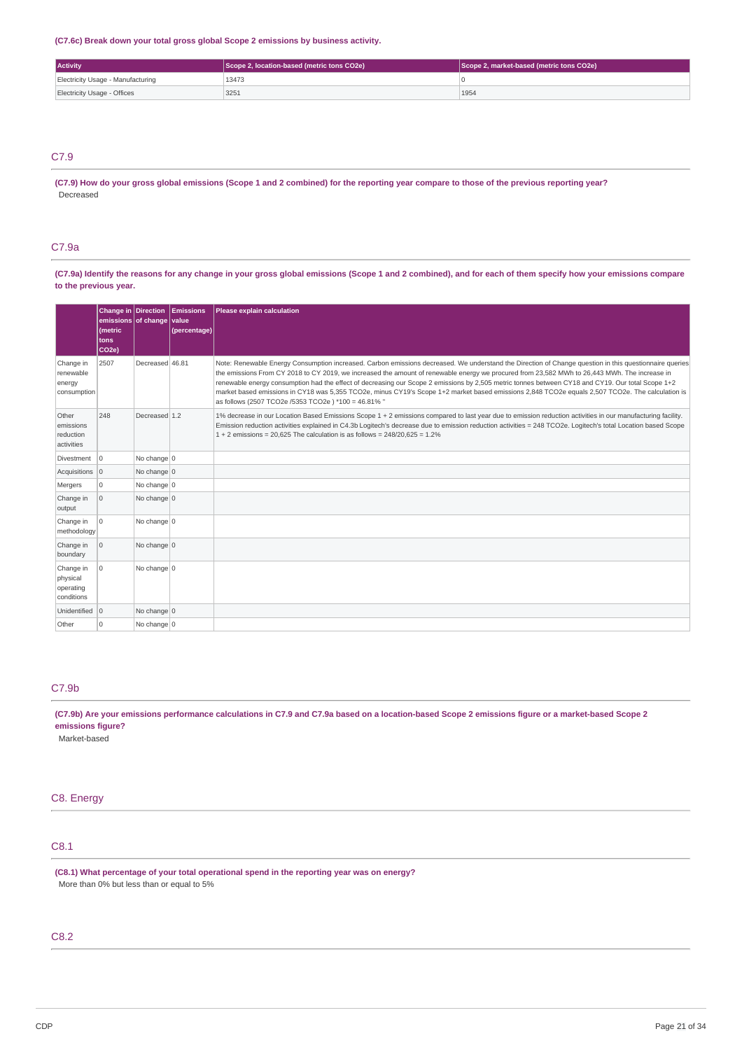**(C7.6c) Break down your total gross global Scope 2 emissions by business activity.**

| Activity | Scope 2, location-based (metric tons CO2e) | Scope 2, market-based (metric tons CO2e) |
|---|---|---|
| Electricity Usage - Manufacturing | 13473 | 0 |
| Electricity Usage - Offices | 3251 | 1954 |

## C7.9

**(C7.9) How do your gross global emissions (Scope 1 and 2 combined) for the reporting year compare to those of the previous reporting year?**

Decreased

## C7.9a

**(C7.9a) Identify the reasons for any change in your gross global emissions (Scope 1 and 2 combined), and for each of them specify how your emissions compare to the previous year.**

| | Change in emissions (metric tons CO2e) | Direction of change | Emissions value (percentage) | Please explain calculation |
|---|---|---|---|---|
| Change in renewable energy consumption | 2507 | Decreased | 46.81 | Note: Renewable Energy Consumption increased. Carbon emissions decreased. We understand the Direction of Change question in this questionnaire queries the emissions From CY 2018 to CY 2019, we increased the amount of renewable energy we procured from 23,582 MWh to 26,443 MWh. The increase in renewable energy consumption had the effect of decreasing our Scope 2 emissions by 2,505 metric tonnes between CY18 and CY19. Our total Scope 1+2 market based emissions in CY18 was 5,355 TCO2e, minus CY19's Scope 1+2 market based emissions 2,848 TCO2e equals 2,507 TCO2e. The calculation is as follows (2507 TCO2e /5353 TCO2e ) *100 = 46.81% " |
| Other emissions reduction activities | 248 | Decreased | 1.2 | 1% decrease in our Location Based Emissions Scope 1 + 2 emissions compared to last year due to emission reduction activities in our manufacturing facility. Emission reduction activities explained in C4.3b Logitech's decrease due to emission reduction activities = 248 TCO2e. Logitech's total Location based Scope 1 + 2 emissions = 20,625 The calculation is as follows = 248/20,625 = 1.2% |
| Divestment | 0 | No change | 0 | |
| Acquisitions | 0 | No change | 0 | |
| Mergers | 0 | No change | 0 | |
| Change in output | 0 | No change | 0 | |
| Change in methodology | 0 | No change | 0 | |
| Change in boundary | 0 | No change | 0 | |
| Change in physical operating conditions | 0 | No change | 0 | |
| Unidentified | 0 | No change | 0 | |
| Other | 0 | No change | 0 | |

## C7.9b

**(C7.9b) Are your emissions performance calculations in C7.9 and C7.9a based on a location-based Scope 2 emissions figure or a market-based Scope 2 emissions figure?**

Market-based

# C8. Energy

## C8.1

**(C8.1) What percentage of your total operational spend in the reporting year was on energy?**

More than 0% but less than or equal to 5%

## C8.2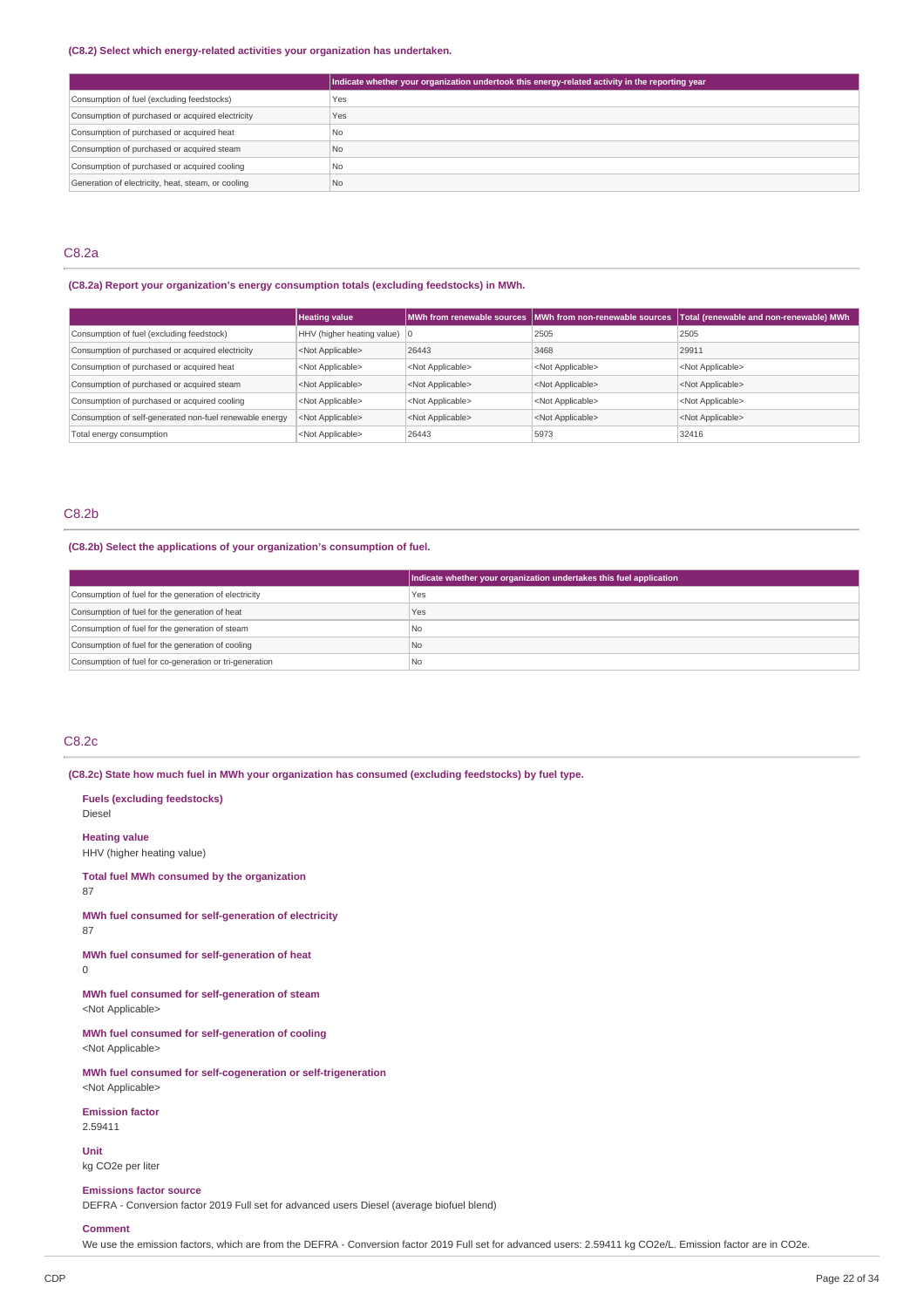**(C8.2) Select which energy-related activities your organization has undertaken.**

| | Indicate whether your organization undertook this energy-related activity in the reporting year |
|---|---|
| Consumption of fuel (excluding feedstocks) | Yes |
| Consumption of purchased or acquired electricity | Yes |
| Consumption of purchased or acquired heat | No |
| Consumption of purchased or acquired steam | No |
| Consumption of purchased or acquired cooling | No |
| Generation of electricity, heat, steam, or cooling | No |

## C8.2a

**(C8.2a) Report your organization's energy consumption totals (excluding feedstocks) in MWh.**

| | Heating value | MWh from renewable sources | MWh from non-renewable sources | Total (renewable and non-renewable) MWh |
|---|---|---|---|---|
| Consumption of fuel (excluding feedstock) | HHV (higher heating value) | 0 | 2505 | 2505 |
| Consumption of purchased or acquired electricity | <Not Applicable> | 26443 | 3468 | 29911 |
| Consumption of purchased or acquired heat | <Not Applicable> | <Not Applicable> | <Not Applicable> | <Not Applicable> |
| Consumption of purchased or acquired steam | <Not Applicable> | <Not Applicable> | <Not Applicable> | <Not Applicable> |
| Consumption of purchased or acquired cooling | <Not Applicable> | <Not Applicable> | <Not Applicable> | <Not Applicable> |
| Consumption of self-generated non-fuel renewable energy | <Not Applicable> | <Not Applicable> | <Not Applicable> | <Not Applicable> |
| Total energy consumption | <Not Applicable> | 26443 | 5973 | 32416 |

## C8.2b

**(C8.2b) Select the applications of your organization's consumption of fuel.**

| | Indicate whether your organization undertakes this fuel application |
|---|---|
| Consumption of fuel for the generation of electricity | Yes |
| Consumption of fuel for the generation of heat | Yes |
| Consumption of fuel for the generation of steam | No |
| Consumption of fuel for the generation of cooling | No |
| Consumption of fuel for co-generation or tri-generation | No |

## C8.2c

**(C8.2c) State how much fuel in MWh your organization has consumed (excluding feedstocks) by fuel type.**

**Fuels (excluding feedstocks)**
Diesel

**Heating value**
HHV (higher heating value)

**Total fuel MWh consumed by the organization**
87

**MWh fuel consumed for self-generation of electricity**
87

**MWh fuel consumed for self-generation of heat**
0

**MWh fuel consumed for self-generation of steam**
<Not Applicable>

**MWh fuel consumed for self-generation of cooling**
<Not Applicable>

**MWh fuel consumed for self-cogeneration or self-trigeneration**
<Not Applicable>

**Emission factor**
2.59411

**Unit**
kg CO2e per liter

**Emissions factor source**
DEFRA - Conversion factor 2019 Full set for advanced users Diesel (average biofuel blend)

**Comment**
We use the emission factors, which are from the DEFRA - Conversion factor 2019 Full set for advanced users: 2.59411 kg CO2e/L. Emission factor are in CO2e.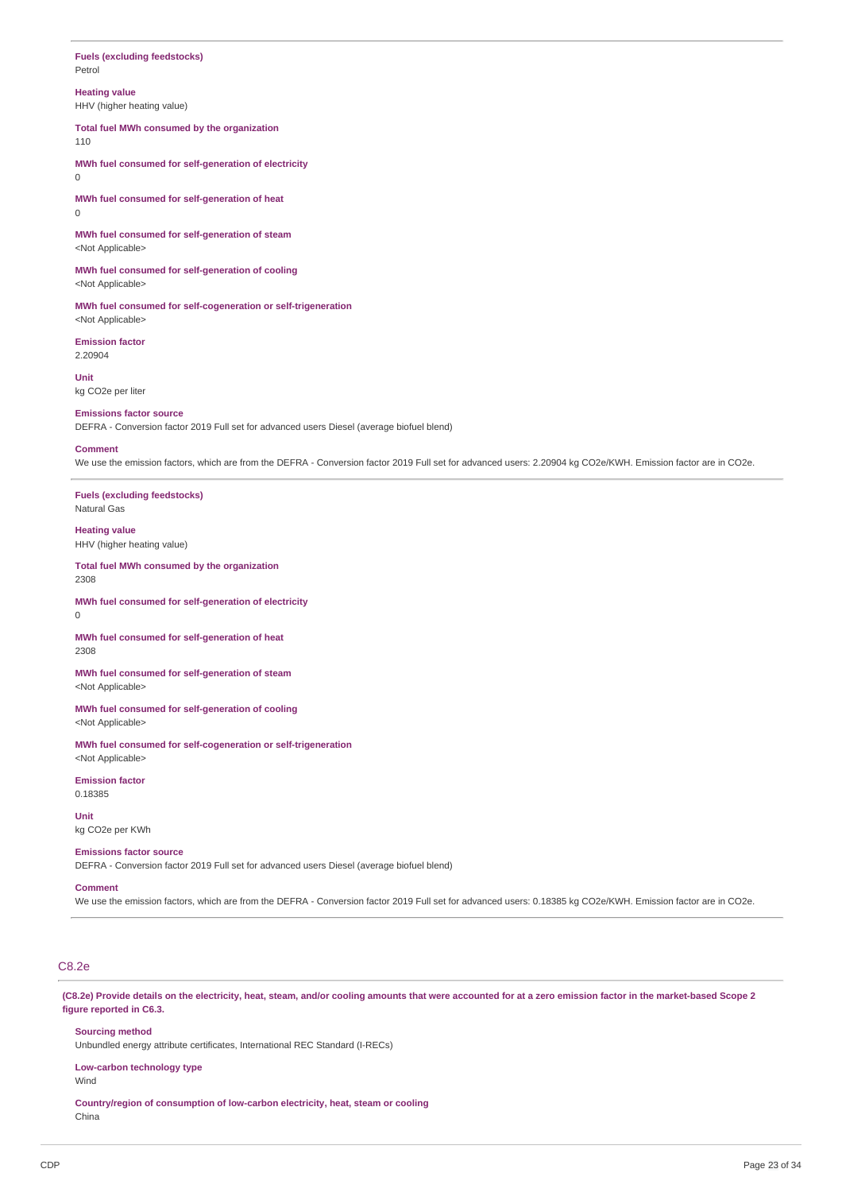**Fuels (excluding feedstocks)**
Petrol

**Heating value**
HHV (higher heating value)

**Total fuel MWh consumed by the organization**
110

**MWh fuel consumed for self-generation of electricity**
0

**MWh fuel consumed for self-generation of heat**
0

**MWh fuel consumed for self-generation of steam**
<Not Applicable>

**MWh fuel consumed for self-generation of cooling**
<Not Applicable>

**MWh fuel consumed for self-cogeneration or self-trigeneration**
<Not Applicable>

**Emission factor**
2.20904

**Unit**
kg CO2e per liter

**Emissions factor source**
DEFRA - Conversion factor 2019 Full set for advanced users Diesel (average biofuel blend)

**Comment**
We use the emission factors, which are from the DEFRA - Conversion factor 2019 Full set for advanced users: 2.20904 kg CO2e/KWH. Emission factor are in CO2e.

---

**Fuels (excluding feedstocks)**
Natural Gas

**Heating value**
HHV (higher heating value)

**Total fuel MWh consumed by the organization**
2308

**MWh fuel consumed for self-generation of electricity**
0

**MWh fuel consumed for self-generation of heat**
2308

**MWh fuel consumed for self-generation of steam**
<Not Applicable>

**MWh fuel consumed for self-generation of cooling**
<Not Applicable>

**MWh fuel consumed for self-cogeneration or self-trigeneration**
<Not Applicable>

**Emission factor**
0.18385

**Unit**
kg CO2e per KWh

**Emissions factor source**
DEFRA - Conversion factor 2019 Full set for advanced users Diesel (average biofuel blend)

**Comment**
We use the emission factors, which are from the DEFRA - Conversion factor 2019 Full set for advanced users: 0.18385 kg CO2e/KWH. Emission factor are in CO2e.

## C8.2e

**(C8.2e) Provide details on the electricity, heat, steam, and/or cooling amounts that were accounted for at a zero emission factor in the market-based Scope 2 figure reported in C6.3.**

**Sourcing method**
Unbundled energy attribute certificates, International REC Standard (I-RECs)

**Low-carbon technology type**
Wind

**Country/region of consumption of low-carbon electricity, heat, steam or cooling**
China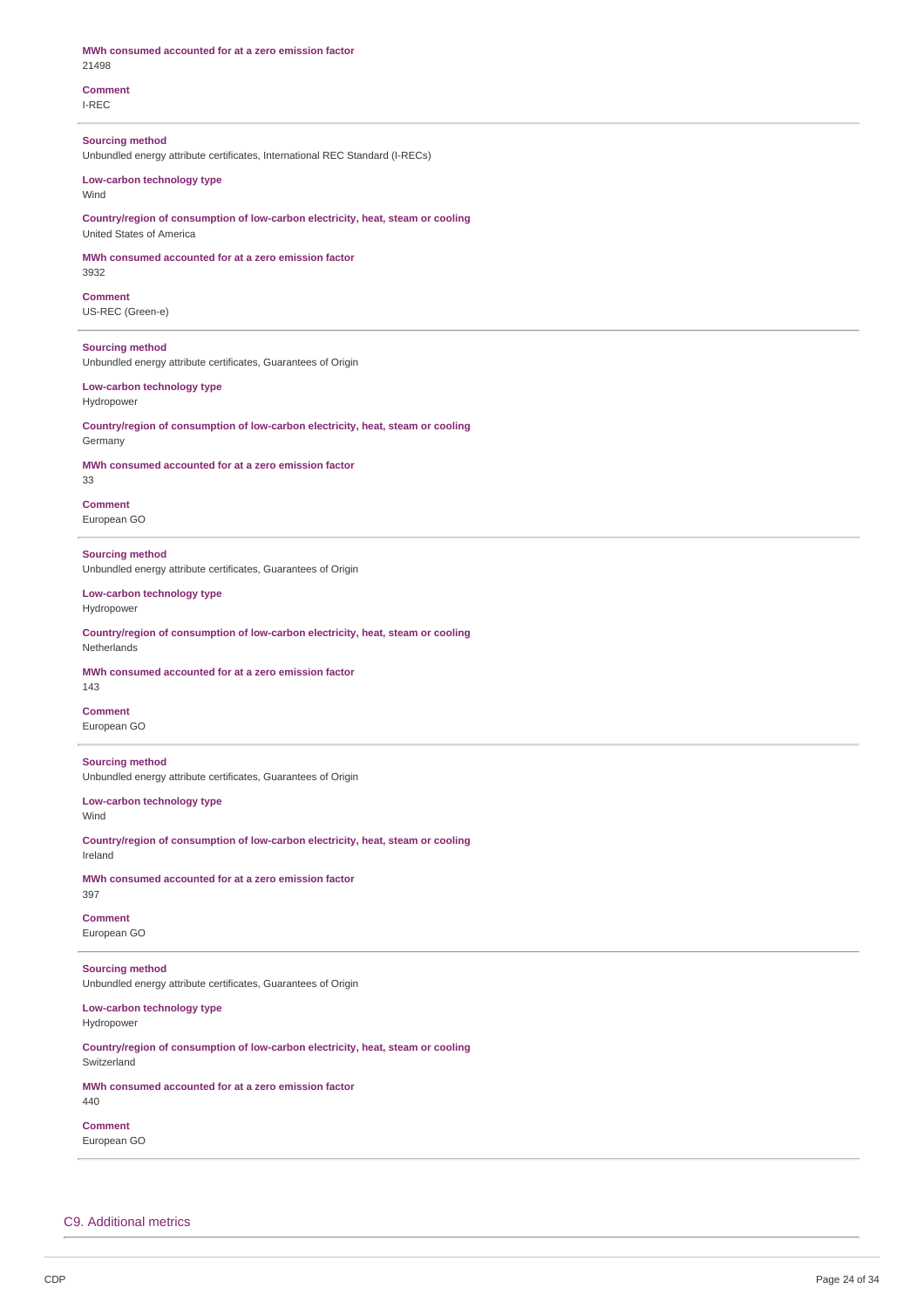**MWh consumed accounted for at a zero emission factor**
21498

**Comment**
I-REC

---

**Sourcing method**
Unbundled energy attribute certificates, International REC Standard (I-RECs)

**Low-carbon technology type**
Wind

**Country/region of consumption of low-carbon electricity, heat, steam or cooling**
United States of America

**MWh consumed accounted for at a zero emission factor**
3932

**Comment**
US-REC (Green-e)

---

**Sourcing method**
Unbundled energy attribute certificates, Guarantees of Origin

**Low-carbon technology type**
Hydropower

**Country/region of consumption of low-carbon electricity, heat, steam or cooling**
Germany

**MWh consumed accounted for at a zero emission factor**
33

**Comment**
European GO

---

**Sourcing method**
Unbundled energy attribute certificates, Guarantees of Origin

**Low-carbon technology type**
Hydropower

**Country/region of consumption of low-carbon electricity, heat, steam or cooling**
Netherlands

**MWh consumed accounted for at a zero emission factor**
143

**Comment**
European GO

---

**Sourcing method**
Unbundled energy attribute certificates, Guarantees of Origin

**Low-carbon technology type**
Wind

**Country/region of consumption of low-carbon electricity, heat, steam or cooling**
Ireland

**MWh consumed accounted for at a zero emission factor**
397

**Comment**
European GO

---

**Sourcing method**
Unbundled energy attribute certificates, Guarantees of Origin

**Low-carbon technology type**
Hydropower

**Country/region of consumption of low-carbon electricity, heat, steam or cooling**
Switzerland

**MWh consumed accounted for at a zero emission factor**
440

**Comment**
European GO

---

## C9. Additional metrics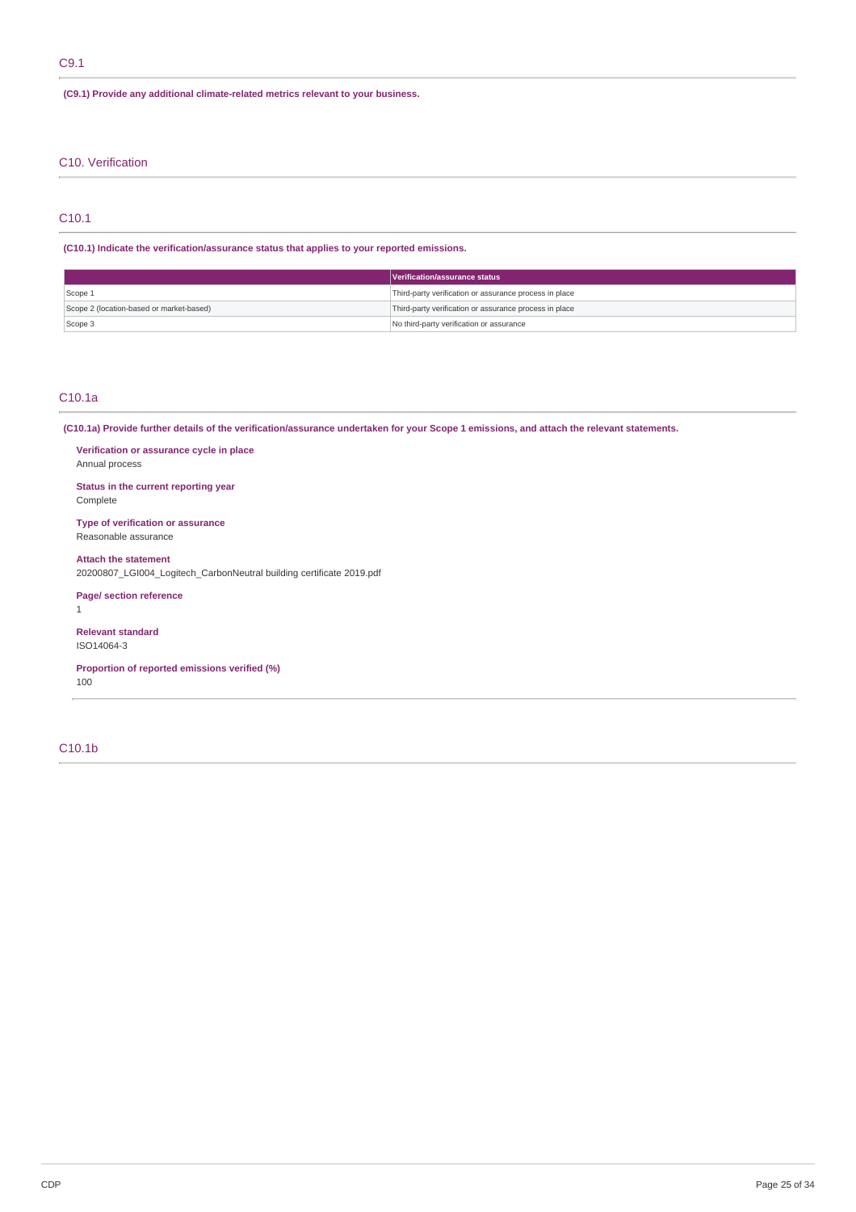## C9.1

**(C9.1) Provide any additional climate-related metrics relevant to your business.**

## C10. Verification

## C10.1

**(C10.1) Indicate the verification/assurance status that applies to your reported emissions.**

| | Verification/assurance status |
|---|---|
| Scope 1 | Third-party verification or assurance process in place |
| Scope 2 (location-based or market-based) | Third-party verification or assurance process in place |
| Scope 3 | No third-party verification or assurance |

## C10.1a

**(C10.1a) Provide further details of the verification/assurance undertaken for your Scope 1 emissions, and attach the relevant statements.**

**Verification or assurance cycle in place**
Annual process

**Status in the current reporting year**
Complete

**Type of verification or assurance**
Reasonable assurance

**Attach the statement**
20200807_LGI004_Logitech_CarbonNeutral building certificate 2019.pdf

**Page/ section reference**
1

**Relevant standard**
ISO14064-3

**Proportion of reported emissions verified (%)**
100

## C10.1b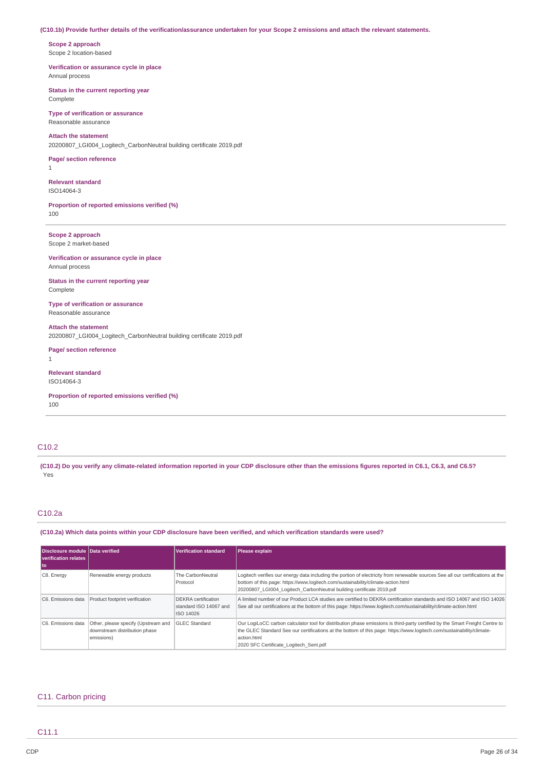**(C10.1b) Provide further details of the verification/assurance undertaken for your Scope 2 emissions and attach the relevant statements.**

**Scope 2 approach**
Scope 2 location-based

**Verification or assurance cycle in place**
Annual process

**Status in the current reporting year**
Complete

**Type of verification or assurance**
Reasonable assurance

**Attach the statement**
20200807_LGI004_Logitech_CarbonNeutral building certificate 2019.pdf

**Page/ section reference**
1

**Relevant standard**
ISO14064-3

**Proportion of reported emissions verified (%)**
100

---

**Scope 2 approach**
Scope 2 market-based

**Verification or assurance cycle in place**
Annual process

**Status in the current reporting year**
Complete

**Type of verification or assurance**
Reasonable assurance

**Attach the statement**
20200807_LGI004_Logitech_CarbonNeutral building certificate 2019.pdf

**Page/ section reference**
1

**Relevant standard**
ISO14064-3

**Proportion of reported emissions verified (%)**
100

## C10.2

**(C10.2) Do you verify any climate-related information reported in your CDP disclosure other than the emissions figures reported in C6.1, C6.3, and C6.5?**
Yes

## C10.2a

**(C10.2a) Which data points within your CDP disclosure have been verified, and which verification standards were used?**

| Disclosure module verification relates to | Data verified | Verification standard | Please explain |
|---|---|---|---|
| C8. Energy | Renewable energy products | The CarbonNeutral Protocol | Logitech verifies our energy data including the portion of electricity from renewable sources See all our certifications at the bottom of this page: https://www.logitech.com/sustainability/climate-action.html 20200807_LGI004_Logitech_CarbonNeutral building certificate 2019.pdf |
| C6. Emissions data | Product footprint verification | DEKRA certification standard ISO 14067 and ISO 14026 | A limited number of our Product LCA studies are certified to DEKRA certification standards and ISO 14067 and ISO 14026 See all our certifications at the bottom of this page: https://www.logitech.com/sustainability/climate-action.html |
| C6. Emissions data | Other, please specify (Upstream and downstream distribution phase emissions) | GLEC Standard | Our LogiLoCC carbon calculator tool for distribution phase emissions is third-party certified by the Smart Freight Centre to the GLEC Standard See our certifications at the bottom of this page: https://www.logitech.com/sustainability/climate-action.html 2020 SFC Certificate_Logitech_Sent.pdf |

# C11. Carbon pricing

## C11.1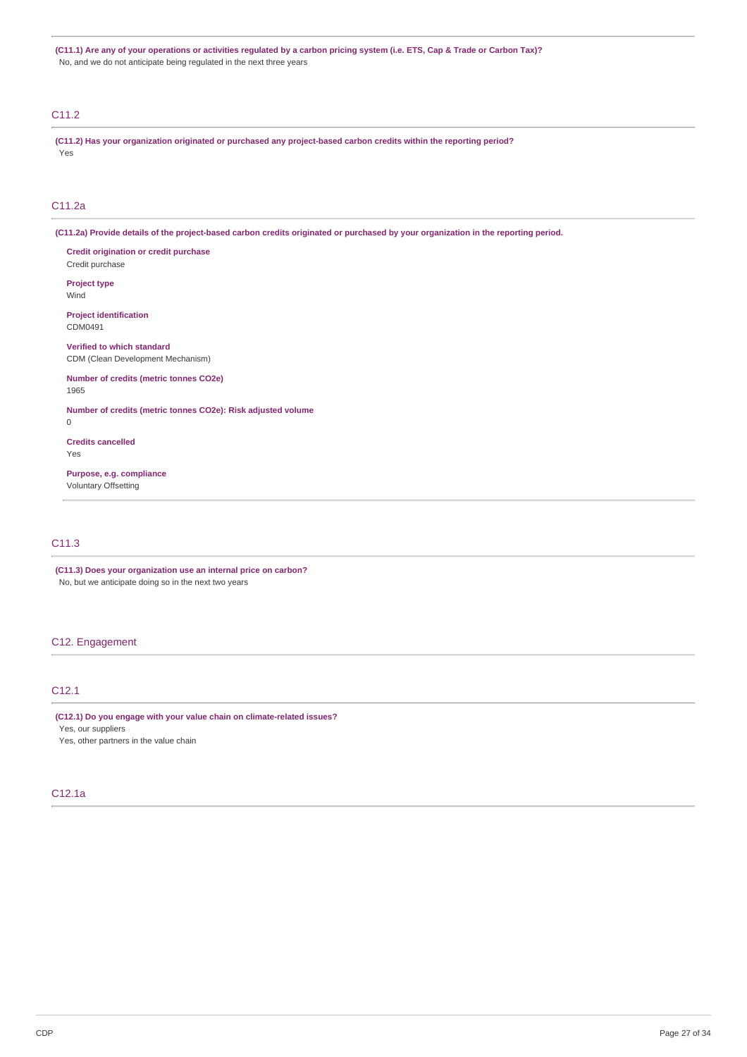**(C11.1) Are any of your operations or activities regulated by a carbon pricing system (i.e. ETS, Cap & Trade or Carbon Tax)?**

No, and we do not anticipate being regulated in the next three years

## C11.2

**(C11.2) Has your organization originated or purchased any project-based carbon credits within the reporting period?**

Yes

## C11.2a

**(C11.2a) Provide details of the project-based carbon credits originated or purchased by your organization in the reporting period.**

**Credit origination or credit purchase**

Credit purchase

**Project type**

Wind

**Project identification**

CDM0491

**Verified to which standard**

CDM (Clean Development Mechanism)

**Number of credits (metric tonnes CO2e)**

1965

**Number of credits (metric tonnes CO2e): Risk adjusted volume**

0

**Credits cancelled**

Yes

**Purpose, e.g. compliance**

Voluntary Offsetting

## C11.3

**(C11.3) Does your organization use an internal price on carbon?**

No, but we anticipate doing so in the next two years

# C12. Engagement

## C12.1

**(C12.1) Do you engage with your value chain on climate-related issues?**

Yes, our suppliers

Yes, other partners in the value chain

## C12.1a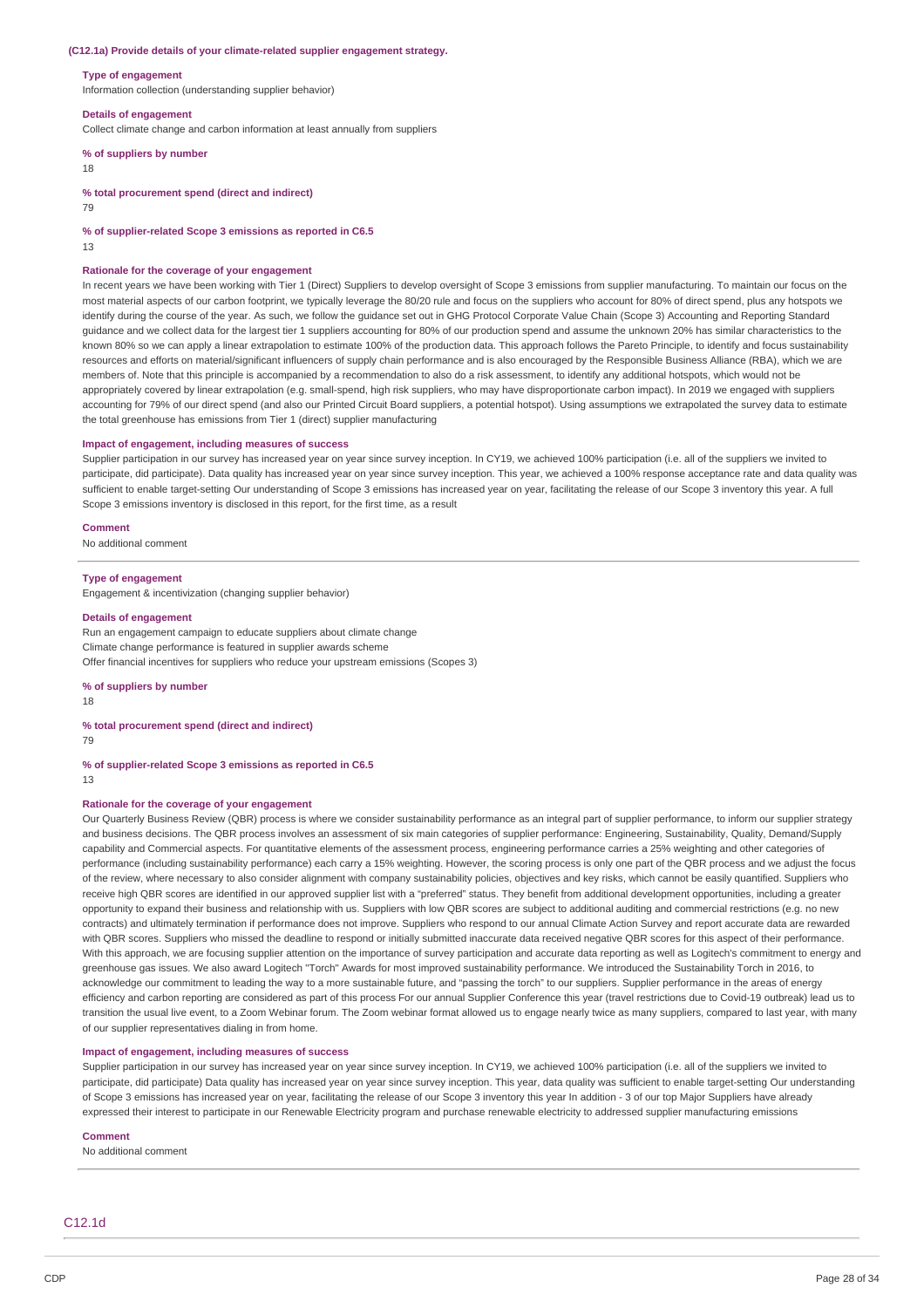**(C12.1a) Provide details of your climate-related supplier engagement strategy.**

**Type of engagement**

Information collection (understanding supplier behavior)

**Details of engagement**

Collect climate change and carbon information at least annually from suppliers

**% of suppliers by number**

18

**% total procurement spend (direct and indirect)**

79

**% of supplier-related Scope 3 emissions as reported in C6.5**

13

**Rationale for the coverage of your engagement**

In recent years we have been working with Tier 1 (Direct) Suppliers to develop oversight of Scope 3 emissions from supplier manufacturing. To maintain our focus on the most material aspects of our carbon footprint, we typically leverage the 80/20 rule and focus on the suppliers who account for 80% of direct spend, plus any hotspots we identify during the course of the year. As such, we follow the guidance set out in GHG Protocol Corporate Value Chain (Scope 3) Accounting and Reporting Standard guidance and we collect data for the largest tier 1 suppliers accounting for 80% of our production spend and assume the unknown 20% has similar characteristics to the known 80% so we can apply a linear extrapolation to estimate 100% of the production data. This approach follows the Pareto Principle, to identify and focus sustainability resources and efforts on material/significant influencers of supply chain performance and is also encouraged by the Responsible Business Alliance (RBA), which we are members of. Note that this principle is accompanied by a recommendation to also do a risk assessment, to identify any additional hotspots, which would not be appropriately covered by linear extrapolation (e.g. small-spend, high risk suppliers, who may have disproportionate carbon impact). In 2019 we engaged with suppliers accounting for 79% of our direct spend (and also our Printed Circuit Board suppliers, a potential hotspot). Using assumptions we extrapolated the survey data to estimate the total greenhouse has emissions from Tier 1 (direct) supplier manufacturing

**Impact of engagement, including measures of success**

Supplier participation in our survey has increased year on year since survey inception. In CY19, we achieved 100% participation (i.e. all of the suppliers we invited to participate, did participate). Data quality has increased year on year since survey inception. This year, we achieved a 100% response acceptance rate and data quality was sufficient to enable target-setting Our understanding of Scope 3 emissions has increased year on year, facilitating the release of our Scope 3 inventory this year. A full Scope 3 emissions inventory is disclosed in this report, for the first time, as a result

**Comment**

No additional comment

---

**Type of engagement**

Engagement & incentivization (changing supplier behavior)

**Details of engagement**

Run an engagement campaign to educate suppliers about climate change
Climate change performance is featured in supplier awards scheme
Offer financial incentives for suppliers who reduce your upstream emissions (Scopes 3)

**% of suppliers by number**

18

**% total procurement spend (direct and indirect)**

79

**% of supplier-related Scope 3 emissions as reported in C6.5**

13

**Rationale for the coverage of your engagement**

Our Quarterly Business Review (QBR) process is where we consider sustainability performance as an integral part of supplier performance, to inform our supplier strategy and business decisions. The QBR process involves an assessment of six main categories of supplier performance: Engineering, Sustainability, Quality, Demand/Supply capability and Commercial aspects. For quantitative elements of the assessment process, engineering performance carries a 25% weighting and other categories of performance (including sustainability performance) each carry a 15% weighting. However, the scoring process is only one part of the QBR process and we adjust the focus of the review, where necessary to also consider alignment with company sustainability policies, objectives and key risks, which cannot be easily quantified. Suppliers who receive high QBR scores are identified in our approved supplier list with a "preferred" status. They benefit from additional development opportunities, including a greater opportunity to expand their business and relationship with us. Suppliers with low QBR scores are subject to additional auditing and commercial restrictions (e.g. no new contracts) and ultimately termination if performance does not improve. Suppliers who respond to our annual Climate Action Survey and report accurate data are rewarded with QBR scores. Suppliers who missed the deadline to respond or initially submitted inaccurate data received negative QBR scores for this aspect of their performance. With this approach, we are focusing supplier attention on the importance of survey participation and accurate data reporting as well as Logitech's commitment to energy and greenhouse gas issues. We also award Logitech "Torch" Awards for most improved sustainability performance. We introduced the Sustainability Torch in 2016, to acknowledge our commitment to leading the way to a more sustainable future, and "passing the torch" to our suppliers. Supplier performance in the areas of energy efficiency and carbon reporting are considered as part of this process For our annual Supplier Conference this year (travel restrictions due to Covid-19 outbreak) lead us to transition the usual live event, to a Zoom Webinar forum. The Zoom webinar format allowed us to engage nearly twice as many suppliers, compared to last year, with many of our supplier representatives dialing in from home.

**Impact of engagement, including measures of success**

Supplier participation in our survey has increased year on year since survey inception. In CY19, we achieved 100% participation (i.e. all of the suppliers we invited to participate, did participate) Data quality has increased year on year since survey inception. This year, data quality was sufficient to enable target-setting Our understanding of Scope 3 emissions has increased year on year, facilitating the release of our Scope 3 inventory this year In addition - 3 of our top Major Suppliers have already expressed their interest to participate in our Renewable Electricity program and purchase renewable electricity to addressed supplier manufacturing emissions

**Comment**

No additional comment

---

## C12.1d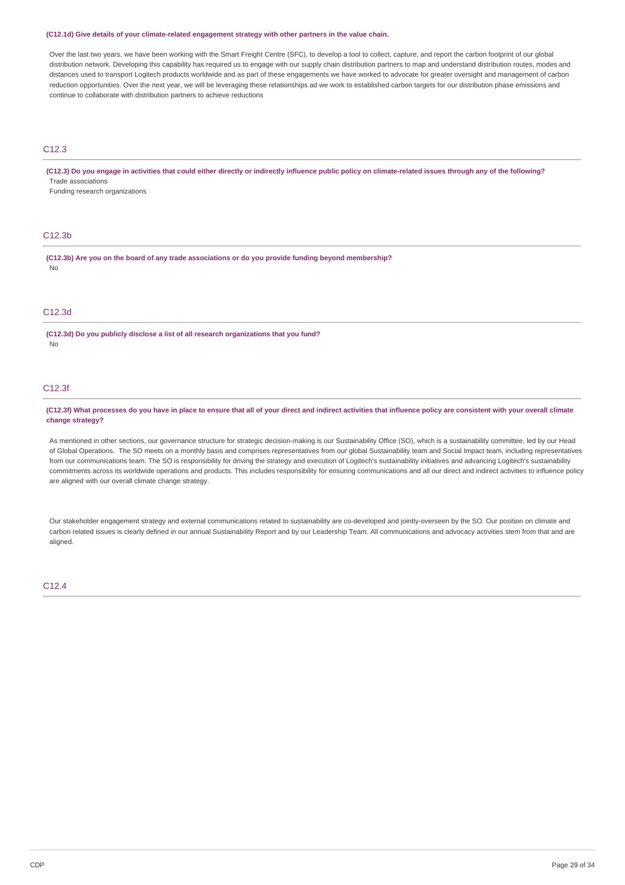**(C12.1d) Give details of your climate-related engagement strategy with other partners in the value chain.**

Over the last two years, we have been working with the Smart Freight Centre (SFC), to develop a tool to collect, capture, and report the carbon footprint of our global distribution network. Developing this capability has required us to engage with our supply chain distribution partners to map and understand distribution routes, modes and distances used to transport Logitech products worldwide and as part of these engagements we have worked to advocate for greater oversight and management of carbon reduction opportunities. Over the next year, we will be leveraging these relationships ad we work to established carbon targets for our distribution phase emissions and continue to collaborate with distribution partners to achieve reductions

## C12.3

**(C12.3) Do you engage in activities that could either directly or indirectly influence public policy on climate-related issues through any of the following?**

Trade associations

Funding research organizations

## C12.3b

**(C12.3b) Are you on the board of any trade associations or do you provide funding beyond membership?**

No

## C12.3d

**(C12.3d) Do you publicly disclose a list of all research organizations that you fund?**

No

## C12.3f

**(C12.3f) What processes do you have in place to ensure that all of your direct and indirect activities that influence policy are consistent with your overall climate change strategy?**

As mentioned in other sections, our governance structure for strategic decision-making is our Sustainability Office (SO), which is a sustainability committee, led by our Head of Global Operations. The SO meets on a monthly basis and comprises representatives from our global Sustainability team and Social Impact team, including representatives from our communications team. The SO is responsibility for driving the strategy and execution of Logitech's sustainability initiatives and advancing Logitech's sustainability commitments across its worldwide operations and products. This includes responsibility for ensuring communications and all our direct and indirect activities to influence policy are aligned with our overall climate change strategy.

Our stakeholder engagement strategy and external communications related to sustainability are co-developed and jointly-overseen by the SO. Our position on climate and carbon related issues is clearly defined in our annual Sustainability Report and by our Leadership Team. All communications and advocacy activities stem from that and are aligned.

## C12.4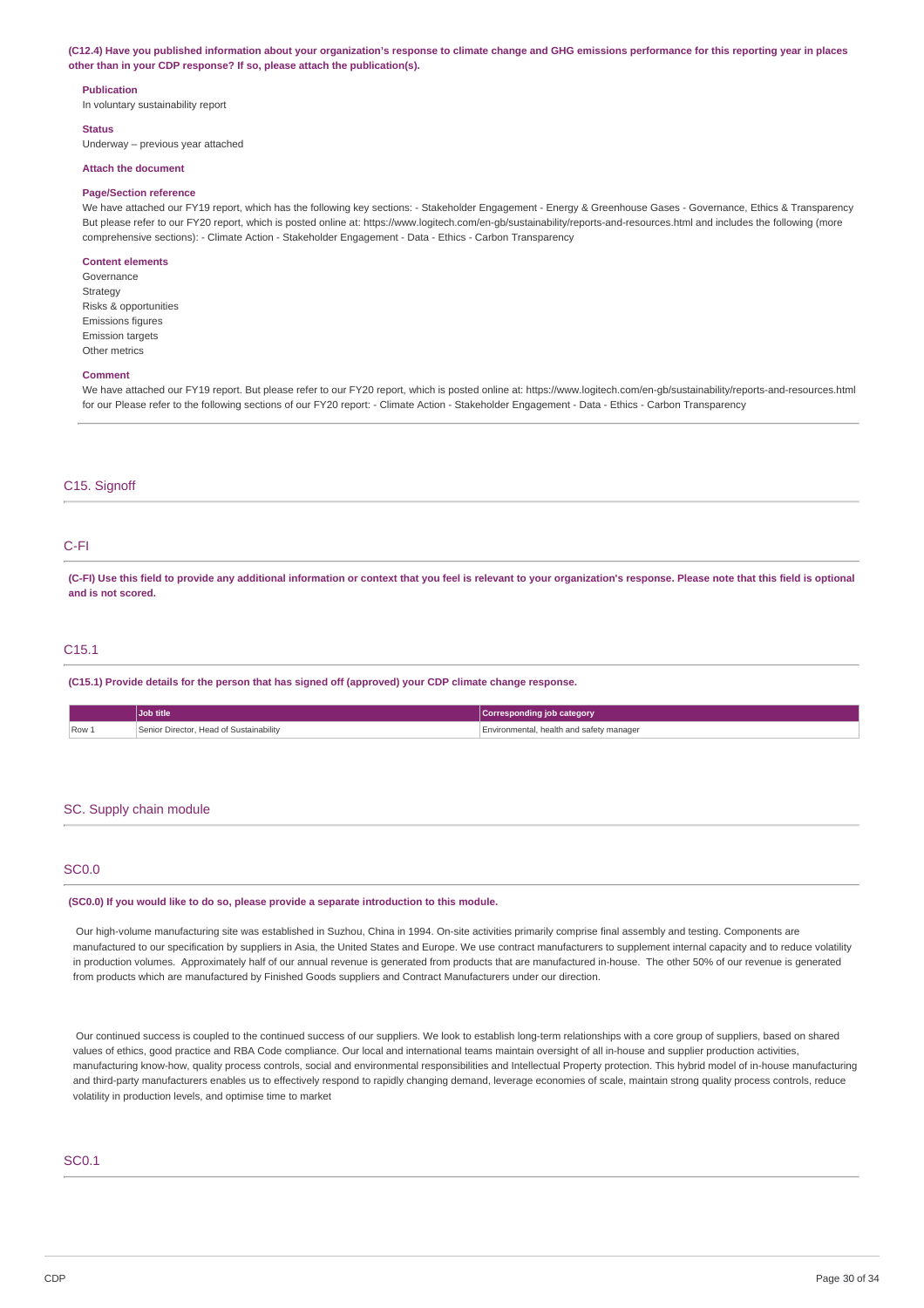**(C12.4) Have you published information about your organization's response to climate change and GHG emissions performance for this reporting year in places other than in your CDP response? If so, please attach the publication(s).**

**Publication**
In voluntary sustainability report

**Status**
Underway – previous year attached

**Attach the document**

**Page/Section reference**
We have attached our FY19 report, which has the following key sections: - Stakeholder Engagement - Energy & Greenhouse Gases - Governance, Ethics & Transparency But please refer to our FY20 report, which is posted online at: https://www.logitech.com/en-gb/sustainability/reports-and-resources.html and includes the following (more comprehensive sections): - Climate Action - Stakeholder Engagement - Data - Ethics - Carbon Transparency

**Content elements**
Governance
Strategy
Risks & opportunities
Emissions figures
Emission targets
Other metrics

**Comment**
We have attached our FY19 report. But please refer to our FY20 report, which is posted online at: https://www.logitech.com/en-gb/sustainability/reports-and-resources.html for our Please refer to the following sections of our FY20 report: - Climate Action - Stakeholder Engagement - Data - Ethics - Carbon Transparency

## C15. Signoff

### C-FI

**(C-FI) Use this field to provide any additional information or context that you feel is relevant to your organization's response. Please note that this field is optional and is not scored.**

### C15.1

**(C15.1) Provide details for the person that has signed off (approved) your CDP climate change response.**

| | Job title | Corresponding job category |
|---|---|---|
| Row 1 | Senior Director, Head of Sustainability | Environmental, health and safety manager |

## SC. Supply chain module

### SC0.0

**(SC0.0) If you would like to do so, please provide a separate introduction to this module.**

Our high-volume manufacturing site was established in Suzhou, China in 1994. On-site activities primarily comprise final assembly and testing. Components are manufactured to our specification by suppliers in Asia, the United States and Europe. We use contract manufacturers to supplement internal capacity and to reduce volatility in production volumes. Approximately half of our annual revenue is generated from products that are manufactured in-house. The other 50% of our revenue is generated from products which are manufactured by Finished Goods suppliers and Contract Manufacturers under our direction.

Our continued success is coupled to the continued success of our suppliers. We look to establish long-term relationships with a core group of suppliers, based on shared values of ethics, good practice and RBA Code compliance. Our local and international teams maintain oversight of all in-house and supplier production activities, manufacturing know-how, quality process controls, social and environmental responsibilities and Intellectual Property protection. This hybrid model of in-house manufacturing and third-party manufacturers enables us to effectively respond to rapidly changing demand, leverage economies of scale, maintain strong quality process controls, reduce volatility in production levels, and optimise time to market

### SC0.1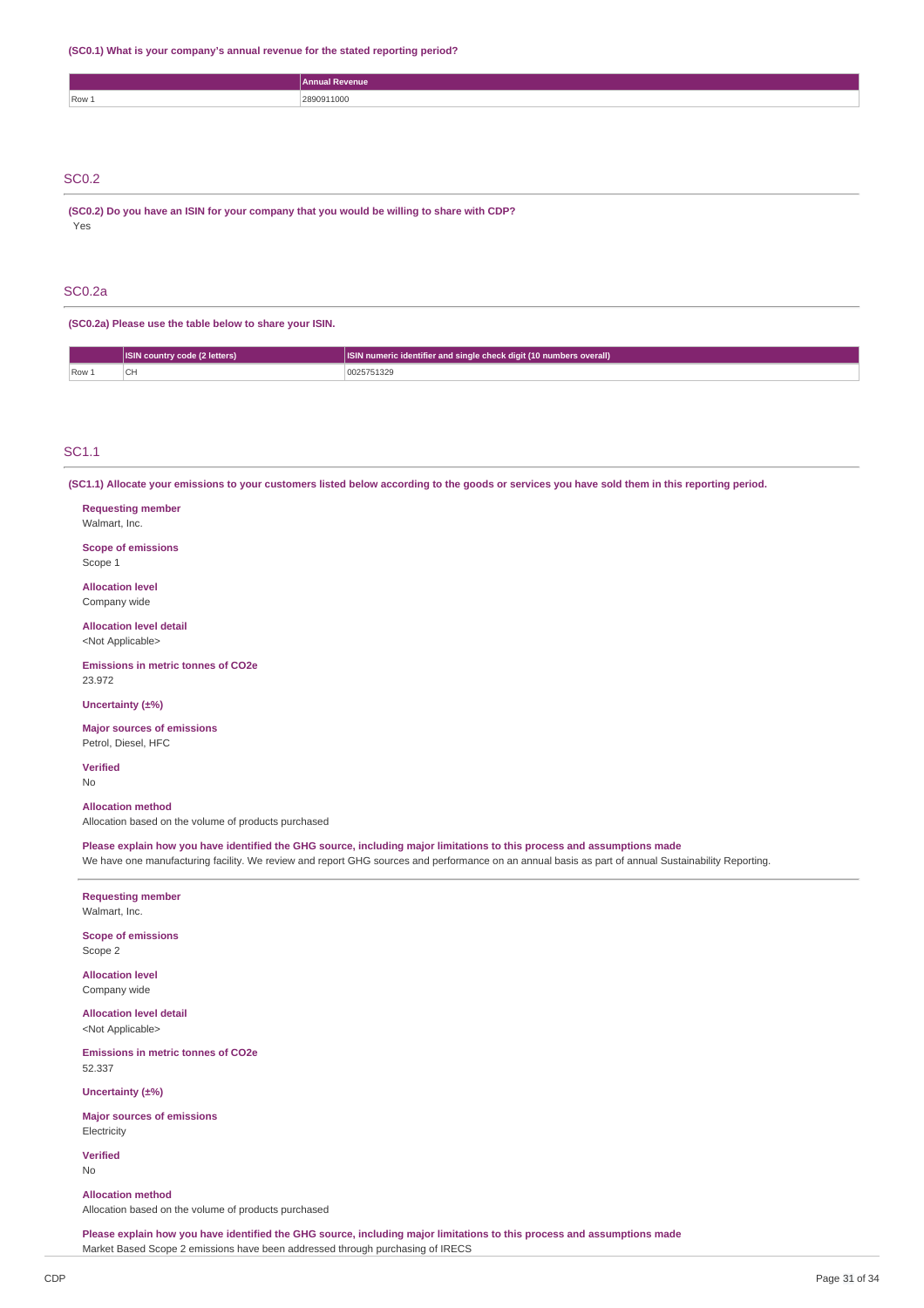**(SC0.1) What is your company's annual revenue for the stated reporting period?**

| | Annual Revenue |
|---|---|
| Row 1 | 2890911000 |

## SC0.2

**(SC0.2) Do you have an ISIN for your company that you would be willing to share with CDP?**

Yes

## SC0.2a

**(SC0.2a) Please use the table below to share your ISIN.**

| | ISIN country code (2 letters) | ISIN numeric identifier and single check digit (10 numbers overall) |
|---|---|---|
| Row 1 | CH | 0025751329 |

## SC1.1

**(SC1.1) Allocate your emissions to your customers listed below according to the goods or services you have sold them in this reporting period.**

**Requesting member**
Walmart, Inc.

**Scope of emissions**
Scope 1

**Allocation level**
Company wide

**Allocation level detail**
<Not Applicable>

**Emissions in metric tonnes of CO2e**
23.972

**Uncertainty (±%)**

**Major sources of emissions**
Petrol, Diesel, HFC

**Verified**
No

**Allocation method**
Allocation based on the volume of products purchased

**Please explain how you have identified the GHG source, including major limitations to this process and assumptions made**
We have one manufacturing facility. We review and report GHG sources and performance on an annual basis as part of annual Sustainability Reporting.

---

**Requesting member**
Walmart, Inc.

**Scope of emissions**
Scope 2

**Allocation level**
Company wide

**Allocation level detail**
<Not Applicable>

**Emissions in metric tonnes of CO2e**
52.337

**Uncertainty (±%)**

**Major sources of emissions**
Electricity

**Verified**
No

**Allocation method**
Allocation based on the volume of products purchased

**Please explain how you have identified the GHG source, including major limitations to this process and assumptions made**
Market Based Scope 2 emissions have been addressed through purchasing of IRECS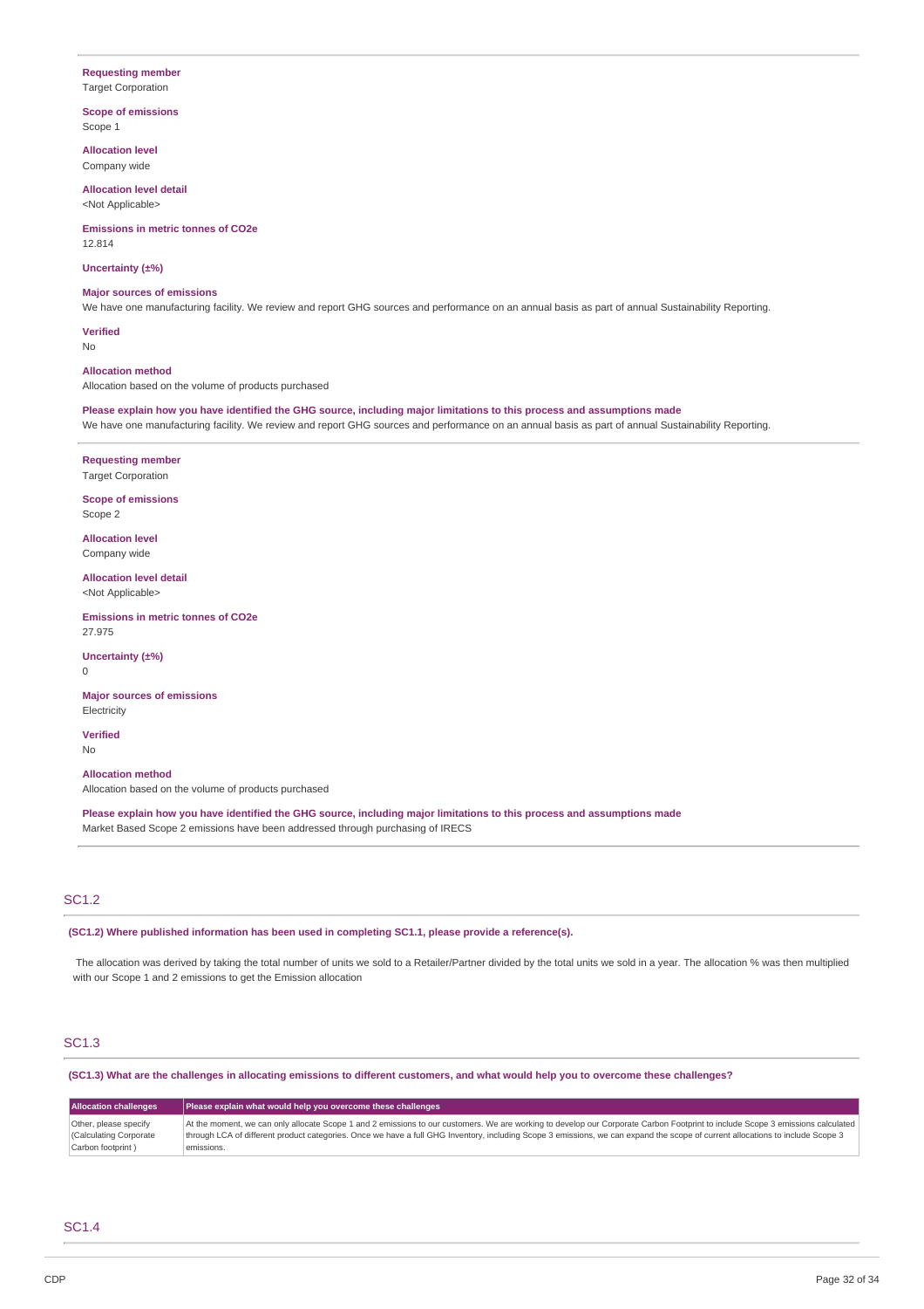**Requesting member**
Target Corporation

**Scope of emissions**
Scope 1

**Allocation level**
Company wide

**Allocation level detail**
<Not Applicable>

**Emissions in metric tonnes of CO2e**
12.814

**Uncertainty (±%)**

**Major sources of emissions**
We have one manufacturing facility. We review and report GHG sources and performance on an annual basis as part of annual Sustainability Reporting.

**Verified**
No

**Allocation method**
Allocation based on the volume of products purchased

**Please explain how you have identified the GHG source, including major limitations to this process and assumptions made**
We have one manufacturing facility. We review and report GHG sources and performance on an annual basis as part of annual Sustainability Reporting.

---

**Requesting member**
Target Corporation

**Scope of emissions**
Scope 2

**Allocation level**
Company wide

**Allocation level detail**
<Not Applicable>

**Emissions in metric tonnes of CO2e**
27.975

**Uncertainty (±%)**
0

**Major sources of emissions**
Electricity

**Verified**
No

**Allocation method**
Allocation based on the volume of products purchased

**Please explain how you have identified the GHG source, including major limitations to this process and assumptions made**
Market Based Scope 2 emissions have been addressed through purchasing of IRECS

## SC1.2

**(SC1.2) Where published information has been used in completing SC1.1, please provide a reference(s).**

The allocation was derived by taking the total number of units we sold to a Retailer/Partner divided by the total units we sold in a year. The allocation % was then multiplied with our Scope 1 and 2 emissions to get the Emission allocation

## SC1.3

**(SC1.3) What are the challenges in allocating emissions to different customers, and what would help you to overcome these challenges?**

| Allocation challenges | Please explain what would help you overcome these challenges |
|---|---|
| Other, please specify (Calculating Corporate Carbon footprint ) | At the moment, we can only allocate Scope 1 and 2 emissions to our customers. We are working to develop our Corporate Carbon Footprint to include Scope 3 emissions calculated through LCA of different product categories. Once we have a full GHG Inventory, including Scope 3 emissions, we can expand the scope of current allocations to include Scope 3 emissions. |

## SC1.4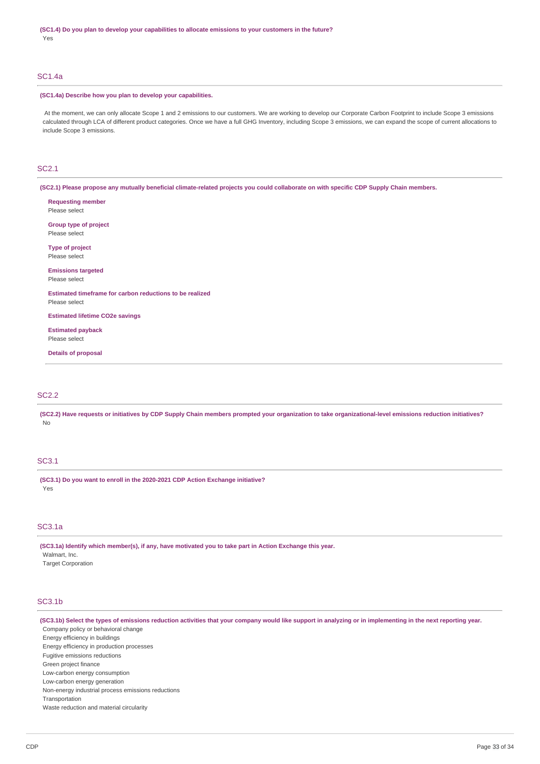**(SC1.4) Do you plan to develop your capabilities to allocate emissions to your customers in the future?**

Yes

## SC1.4a

**(SC1.4a) Describe how you plan to develop your capabilities.**

At the moment, we can only allocate Scope 1 and 2 emissions to our customers. We are working to develop our Corporate Carbon Footprint to include Scope 3 emissions calculated through LCA of different product categories. Once we have a full GHG Inventory, including Scope 3 emissions, we can expand the scope of current allocations to include Scope 3 emissions.

## SC2.1

**(SC2.1) Please propose any mutually beneficial climate-related projects you could collaborate on with specific CDP Supply Chain members.**

**Requesting member**
Please select

**Group type of project**
Please select

**Type of project**
Please select

**Emissions targeted**
Please select

**Estimated timeframe for carbon reductions to be realized**
Please select

**Estimated lifetime CO2e savings**

**Estimated payback**
Please select

**Details of proposal**

## SC2.2

**(SC2.2) Have requests or initiatives by CDP Supply Chain members prompted your organization to take organizational-level emissions reduction initiatives?**

No

## SC3.1

**(SC3.1) Do you want to enroll in the 2020-2021 CDP Action Exchange initiative?**

Yes

## SC3.1a

**(SC3.1a) Identify which member(s), if any, have motivated you to take part in Action Exchange this year.**

Walmart, Inc.
Target Corporation

## SC3.1b

**(SC3.1b) Select the types of emissions reduction activities that your company would like support in analyzing or in implementing in the next reporting year.**

Company policy or behavioral change
Energy efficiency in buildings
Energy efficiency in production processes
Fugitive emissions reductions
Green project finance
Low-carbon energy consumption
Low-carbon energy generation
Non-energy industrial process emissions reductions
Transportation
Waste reduction and material circularity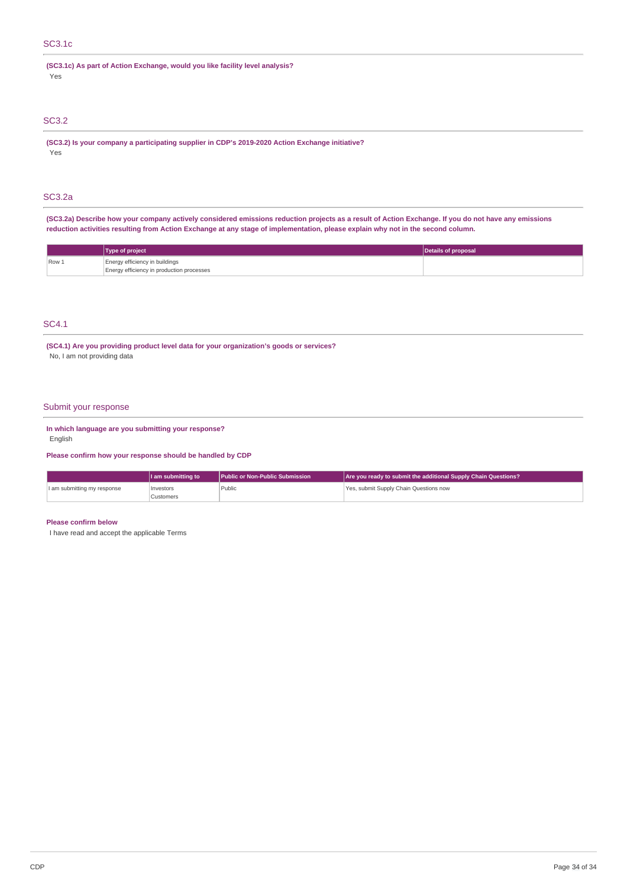## SC3.1c

**(SC3.1c) As part of Action Exchange, would you like facility level analysis?**

Yes

## SC3.2

**(SC3.2) Is your company a participating supplier in CDP's 2019-2020 Action Exchange initiative?**

Yes

## SC3.2a

**(SC3.2a) Describe how your company actively considered emissions reduction projects as a result of Action Exchange. If you do not have any emissions reduction activities resulting from Action Exchange at any stage of implementation, please explain why not in the second column.**

| | Type of project | Details of proposal |
|---|---|---|
| Row 1 | Energy efficiency in buildings<br>Energy efficiency in production processes | |

## SC4.1

**(SC4.1) Are you providing product level data for your organization's goods or services?**

No, I am not providing data

## Submit your response

**In which language are you submitting your response?**

English

**Please confirm how your response should be handled by CDP**

| | I am submitting to | Public or Non-Public Submission | Are you ready to submit the additional Supply Chain Questions? |
|---|---|---|---|
| I am submitting my response | Investors<br>Customers | Public | Yes, submit Supply Chain Questions now |

**Please confirm below**

I have read and accept the applicable Terms